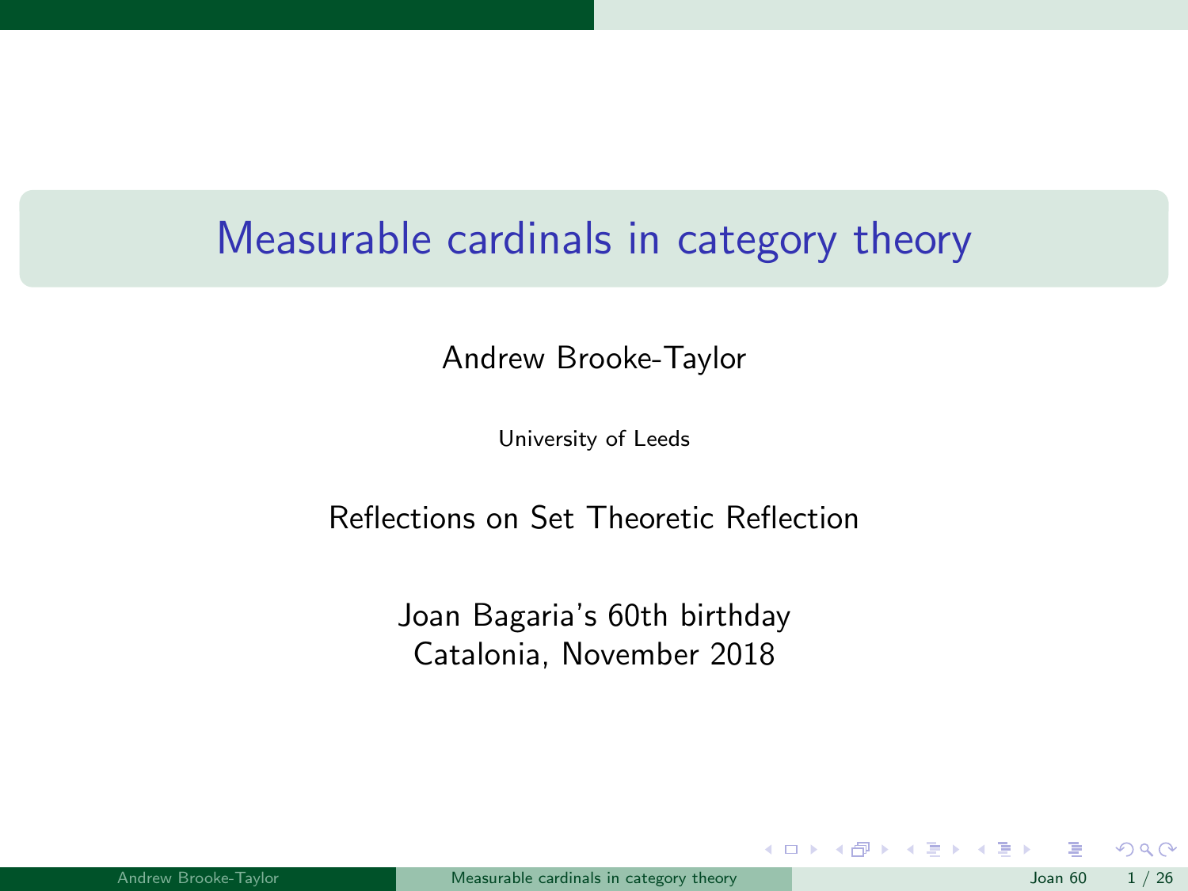# Measurable cardinals in category theory

Andrew Brooke-Taylor

University of Leeds

Reflections on Set Theoretic Reflection

Joan Bagaria's 60th birthday
Catalonia, November 2018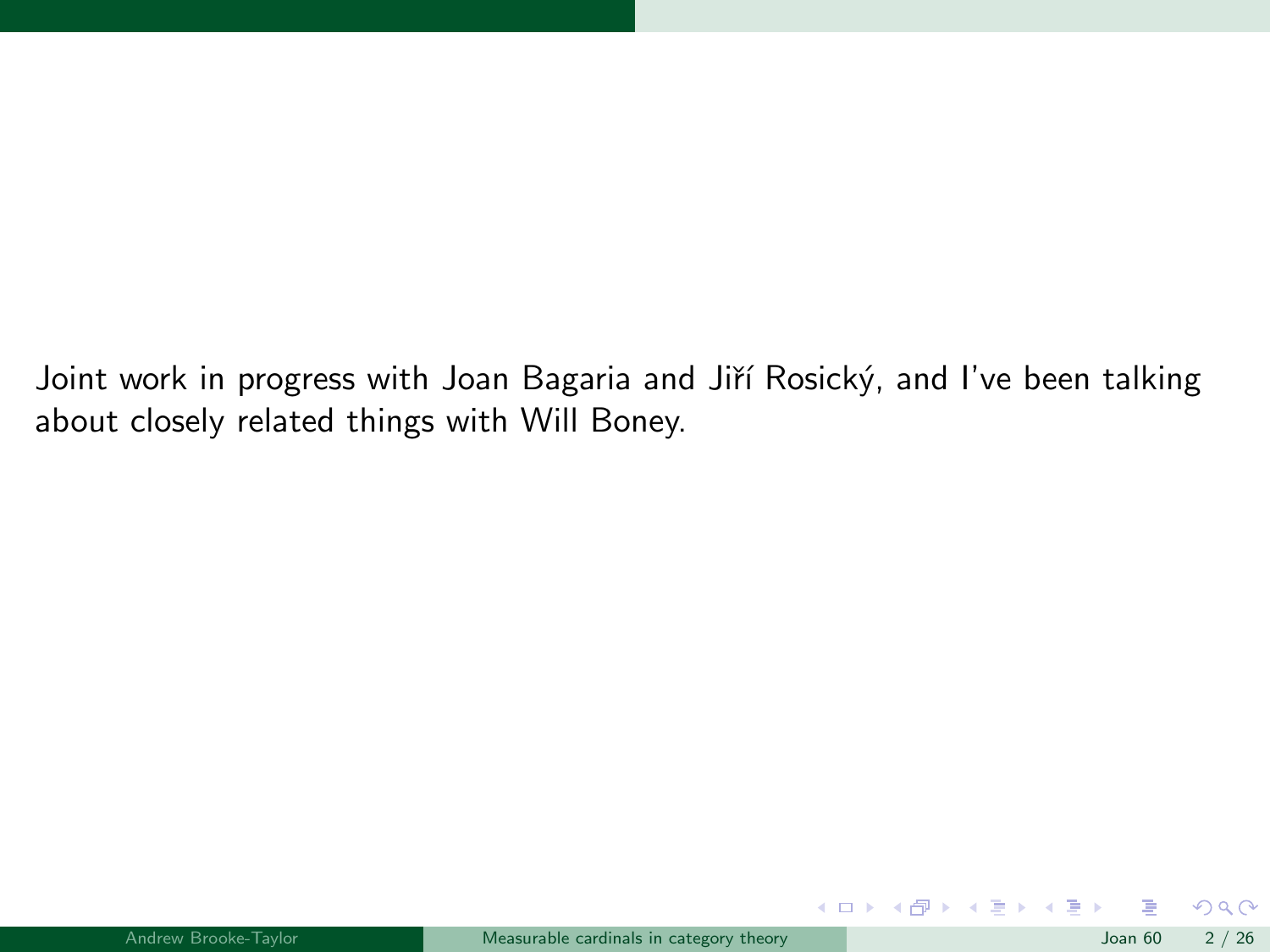Joint work in progress with Joan Bagaria and Jiří Rosický, and I've been talking about closely related things with Will Boney.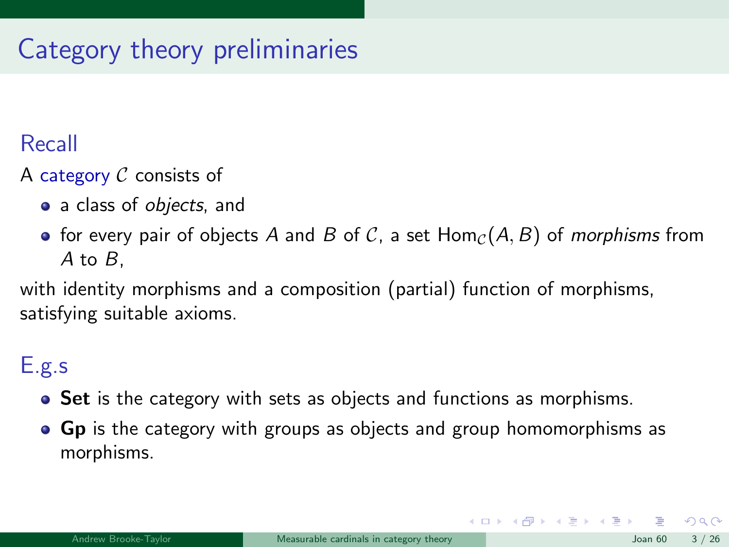# Category theory preliminaries

## Recall

A category $\mathcal{C}$ consists of

- a class of *objects*, and
- for every pair of objects $A$ and $B$ of $\mathcal{C}$, a set $\mathrm{Hom}_{\mathcal{C}}(A, B)$ of *morphisms* from $A$ to $B$,

with identity morphisms and a composition (partial) function of morphisms, satisfying suitable axioms.

## E.g.s

- **Set** is the category with sets as objects and functions as morphisms.
- **Gp** is the category with groups as objects and group homomorphisms as morphisms.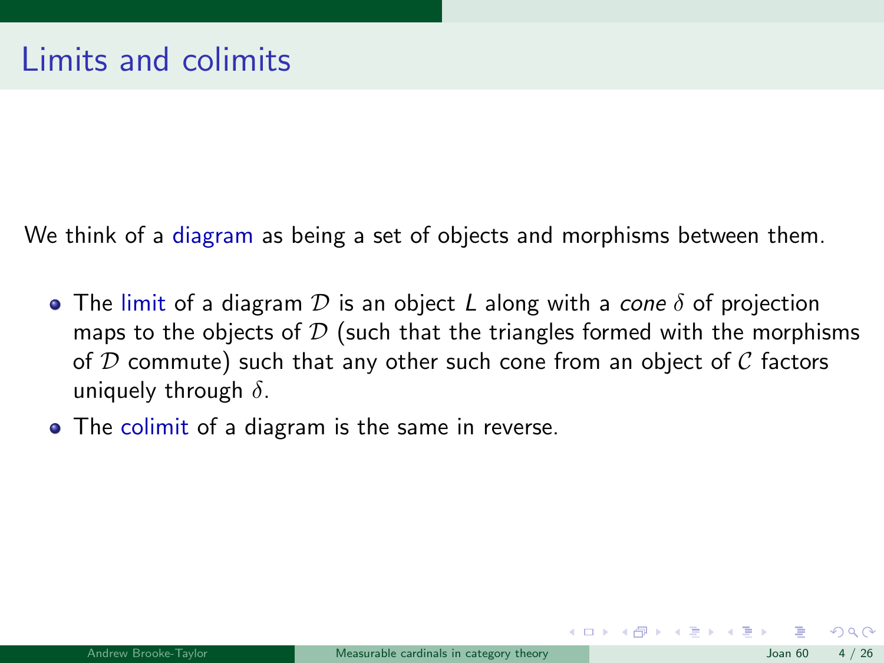# Limits and colimits

We think of a diagram as being a set of objects and morphisms between them.

- The limit of a diagram $\mathcal{D}$ is an object $L$ along with a *cone* $\delta$ of projection maps to the objects of $\mathcal{D}$ (such that the triangles formed with the morphisms of $\mathcal{D}$ commute) such that any other such cone from an object of $\mathcal{C}$ factors uniquely through $\delta$.
- The colimit of a diagram is the same in reverse.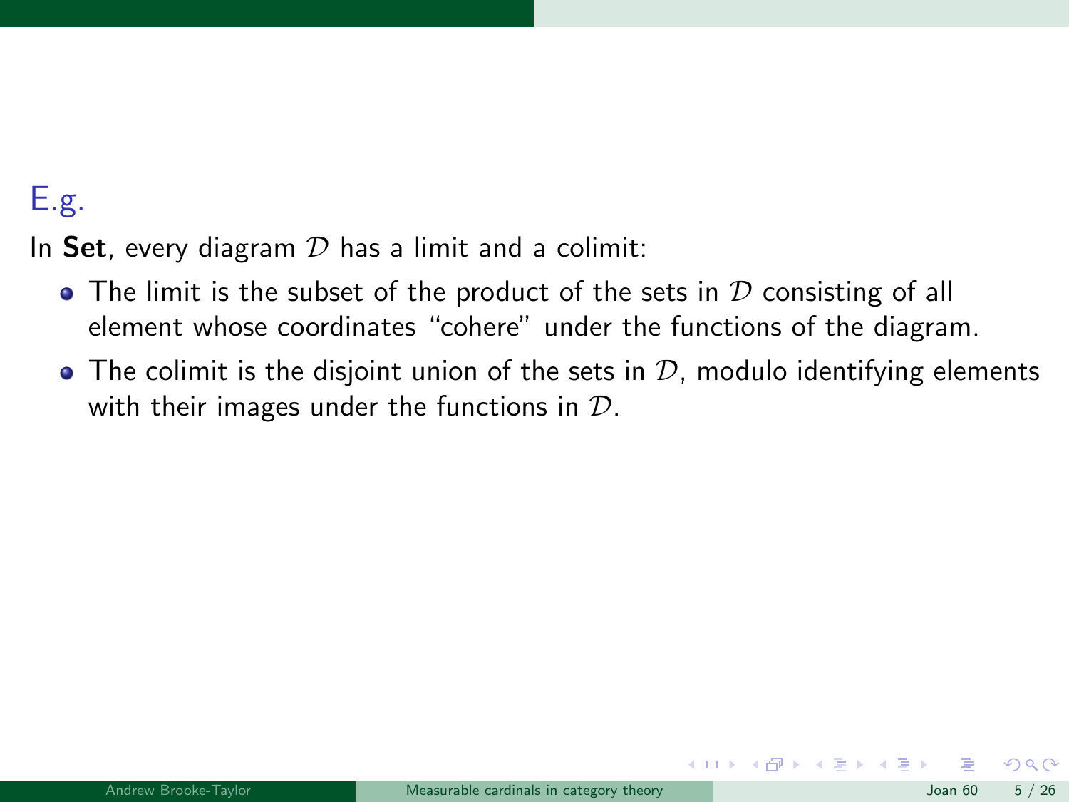### E.g.

In **Set**, every diagram $\mathcal{D}$ has a limit and a colimit:

- The limit is the subset of the product of the sets in $\mathcal{D}$ consisting of all element whose coordinates "cohere" under the functions of the diagram.
- The colimit is the disjoint union of the sets in $\mathcal{D}$, modulo identifying elements with their images under the functions in $\mathcal{D}$.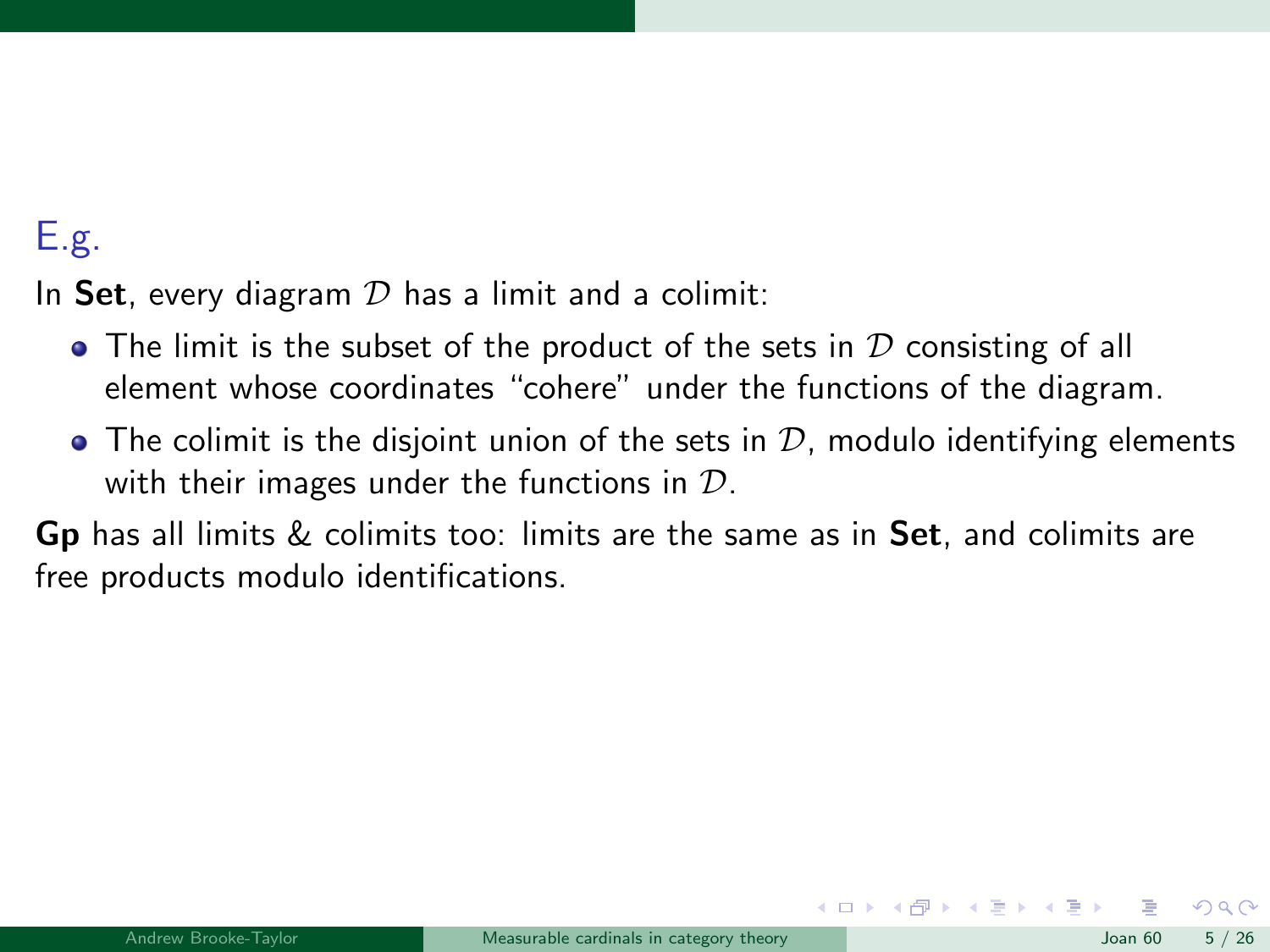## E.g.

In **Set**, every diagram $\mathcal{D}$ has a limit and a colimit:

- The limit is the subset of the product of the sets in $\mathcal{D}$ consisting of all element whose coordinates "cohere" under the functions of the diagram.
- The colimit is the disjoint union of the sets in $\mathcal{D}$, modulo identifying elements with their images under the functions in $\mathcal{D}$.

**Gp** has all limits & colimits too: limits are the same as in **Set**, and colimits are free products modulo identifications.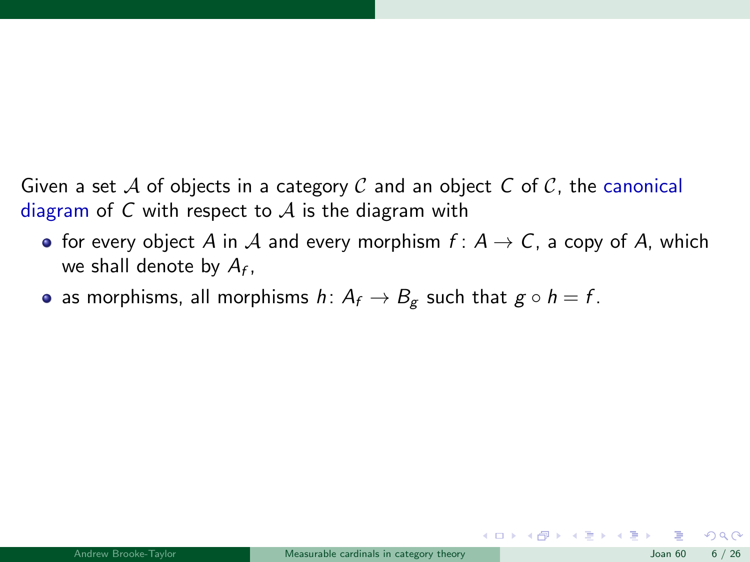Given a set $\mathcal{A}$ of objects in a category $\mathcal{C}$ and an object $C$ of $\mathcal{C}$, the canonical diagram of $C$ with respect to $\mathcal{A}$ is the diagram with

- for every object $A$ in $\mathcal{A}$ and every morphism $f\colon A \to C$, a copy of $A$, which we shall denote by $A_f$,
- as morphisms, all morphisms $h\colon A_f \to B_g$ such that $g \circ h = f$.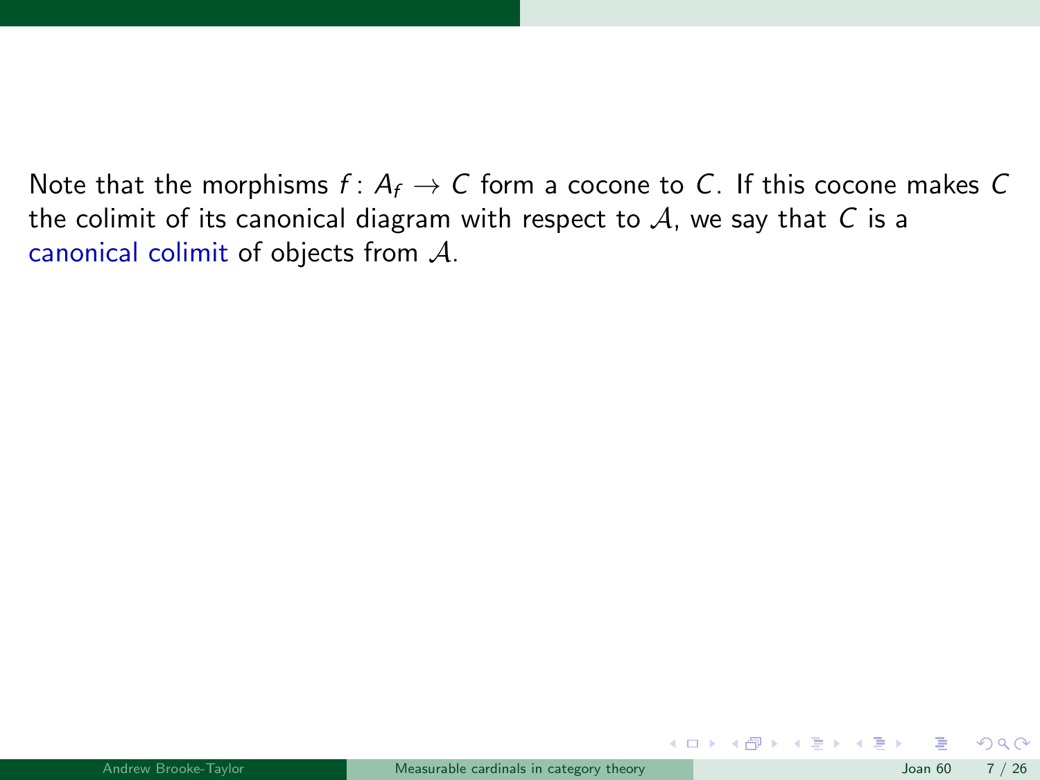Note that the morphisms $f\colon A_f \to C$ form a cocone to $C$. If this cocone makes $C$ the colimit of its canonical diagram with respect to $\mathcal{A}$, we say that $C$ is a canonical colimit of objects from $\mathcal{A}$.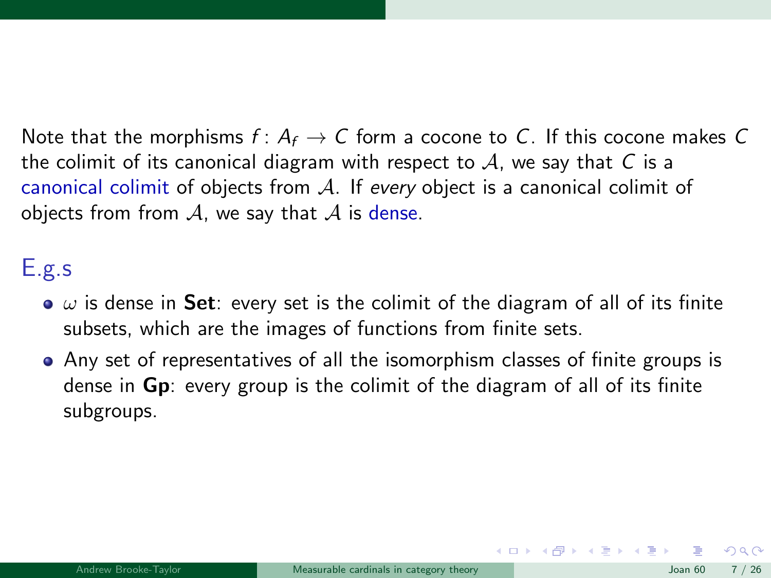Note that the morphisms $f : A_f \to C$ form a cocone to $C$. If this cocone makes $C$ the colimit of its canonical diagram with respect to $\mathcal{A}$, we say that $C$ is a canonical colimit of objects from $\mathcal{A}$. If *every* object is a canonical colimit of objects from from $\mathcal{A}$, we say that $\mathcal{A}$ is dense.

## E.g.s

- $\omega$ is dense in **Set**: every set is the colimit of the diagram of all of its finite subsets, which are the images of functions from finite sets.
- Any set of representatives of all the isomorphism classes of finite groups is dense in **Gp**: every group is the colimit of the diagram of all of its finite subgroups.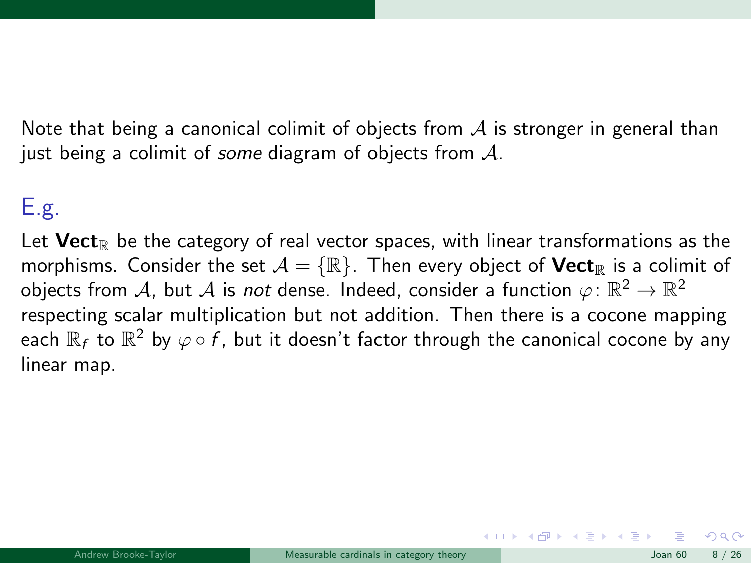Note that being a canonical colimit of objects from $\mathcal{A}$ is stronger in general than just being a colimit of *some* diagram of objects from $\mathcal{A}$.

## E.g.

Let $\mathbf{Vect}_{\mathbb{R}}$ be the category of real vector spaces, with linear transformations as the morphisms. Consider the set $\mathcal{A} = \{\mathbb{R}\}$. Then every object of $\mathbf{Vect}_{\mathbb{R}}$ is a colimit of objects from $\mathcal{A}$, but $\mathcal{A}$ is *not* dense. Indeed, consider a function $\varphi \colon \mathbb{R}^2 \to \mathbb{R}^2$ respecting scalar multiplication but not addition. Then there is a cocone mapping each $\mathbb{R}_f$ to $\mathbb{R}^2$ by $\varphi \circ f$, but it doesn't factor through the canonical cocone by any linear map.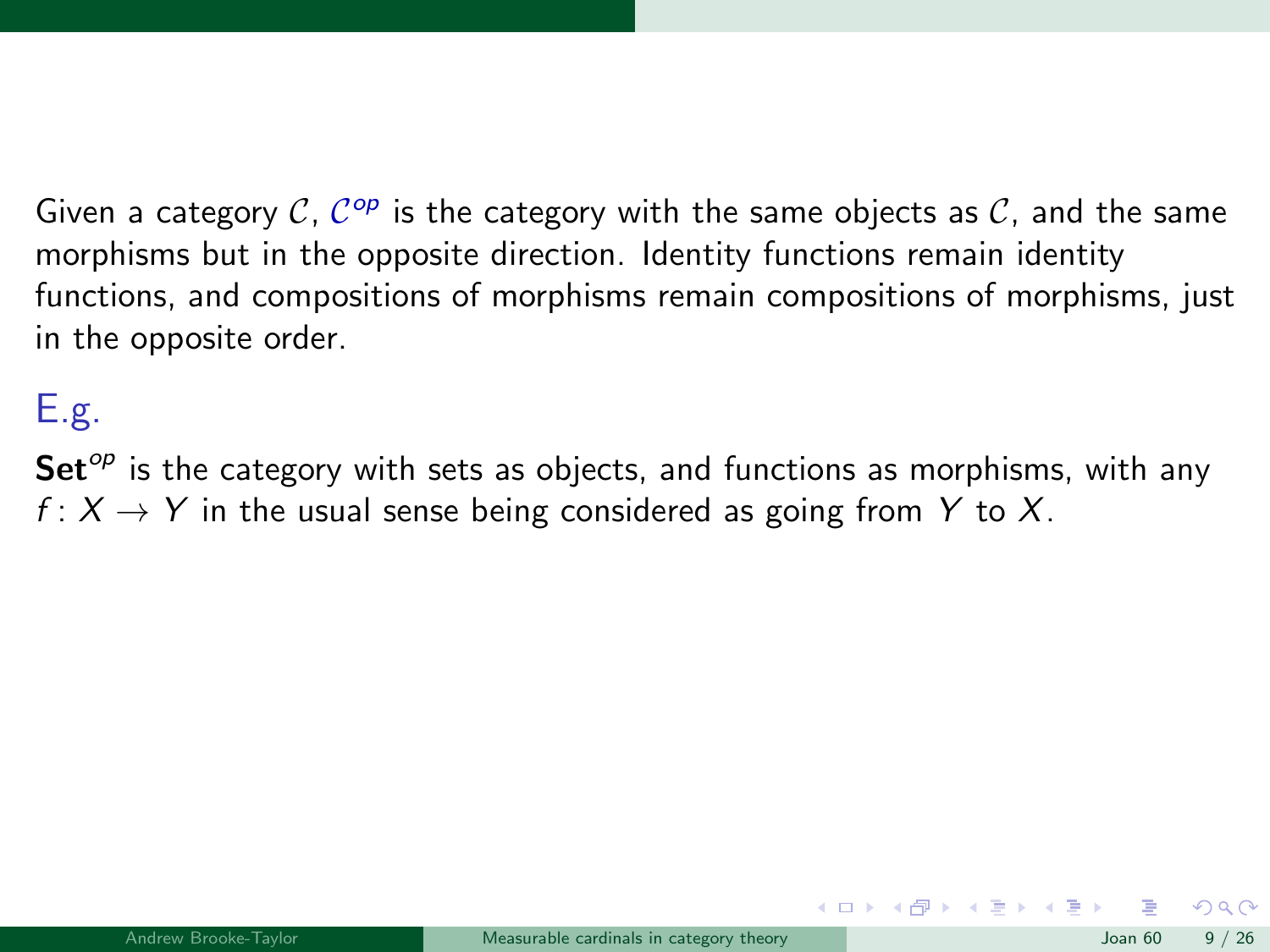Given a category $\mathcal{C}$, $\mathcal{C}^{op}$ is the category with the same objects as $\mathcal{C}$, and the same morphisms but in the opposite direction. Identity functions remain identity functions, and compositions of morphisms remain compositions of morphisms, just in the opposite order.

### E.g.

$\mathbf{Set}^{op}$ is the category with sets as objects, and functions as morphisms, with any $f : X \to Y$ in the usual sense being considered as going from $Y$ to $X$.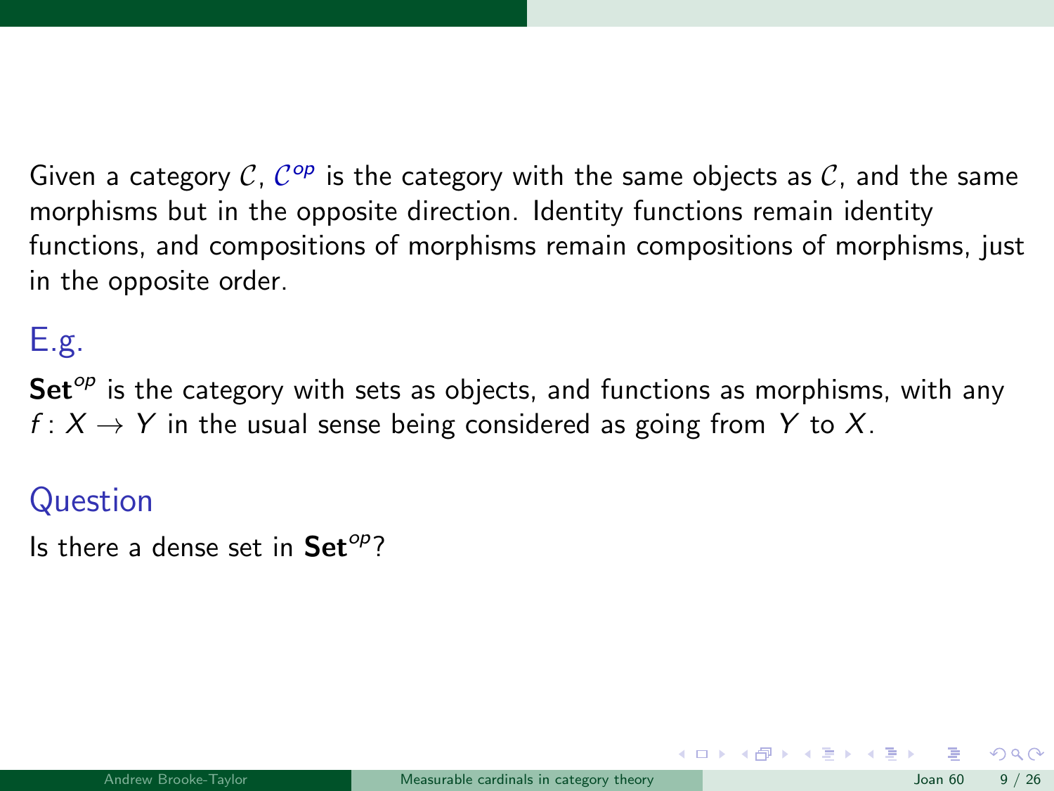Given a category $\mathcal{C}$, $\mathcal{C}^{op}$ is the category with the same objects as $\mathcal{C}$, and the same morphisms but in the opposite direction. Identity functions remain identity functions, and compositions of morphisms remain compositions of morphisms, just in the opposite order.

### E.g.

$\mathbf{Set}^{op}$ is the category with sets as objects, and functions as morphisms, with any $f\colon X \to Y$ in the usual sense being considered as going from $Y$ to $X$.

### Question

Is there a dense set in $\mathbf{Set}^{op}$?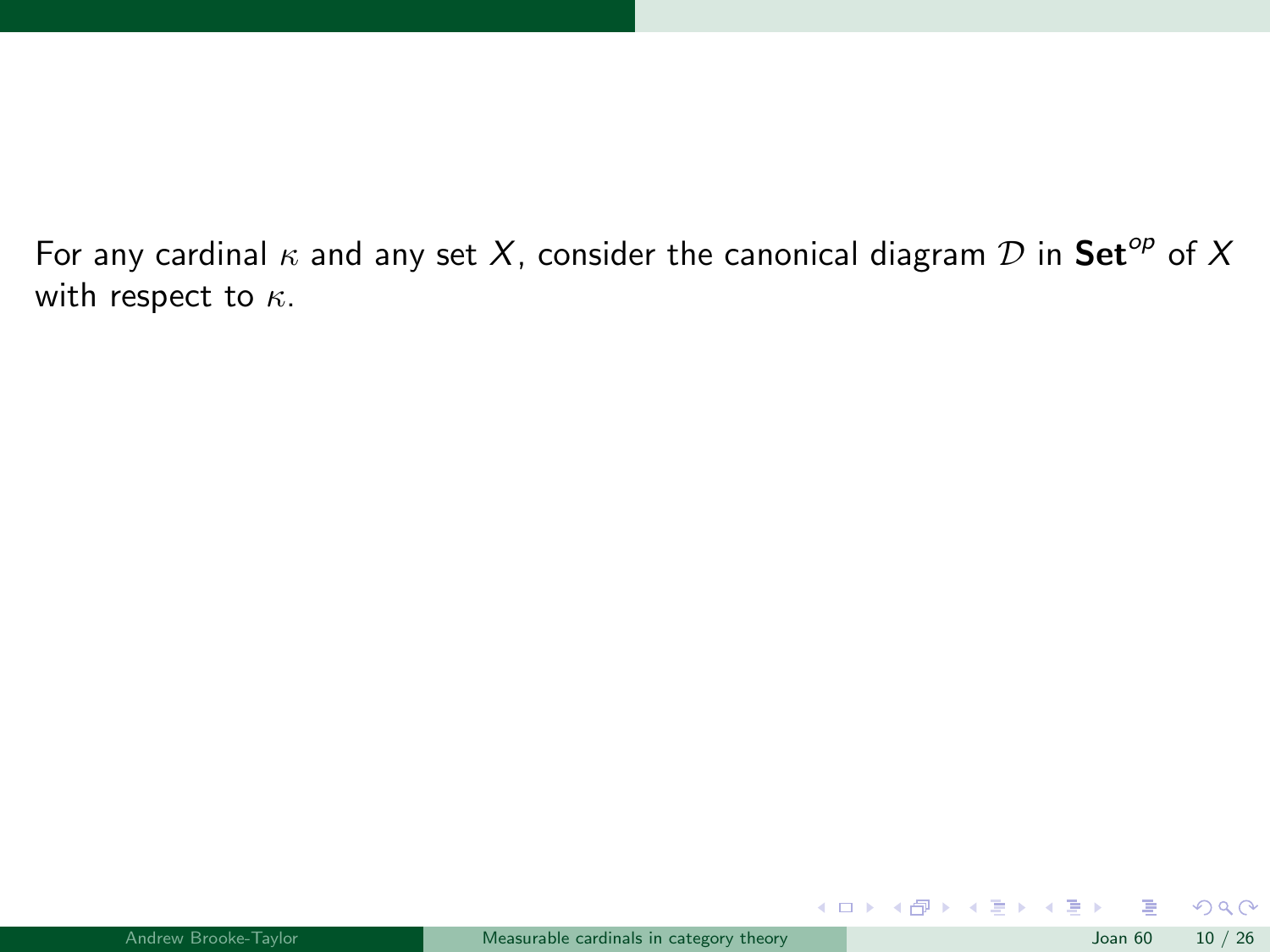For any cardinal $\kappa$ and any set $X$, consider the canonical diagram $\mathcal{D}$ in $\mathbf{Set}^{op}$ of $X$ with respect to $\kappa$.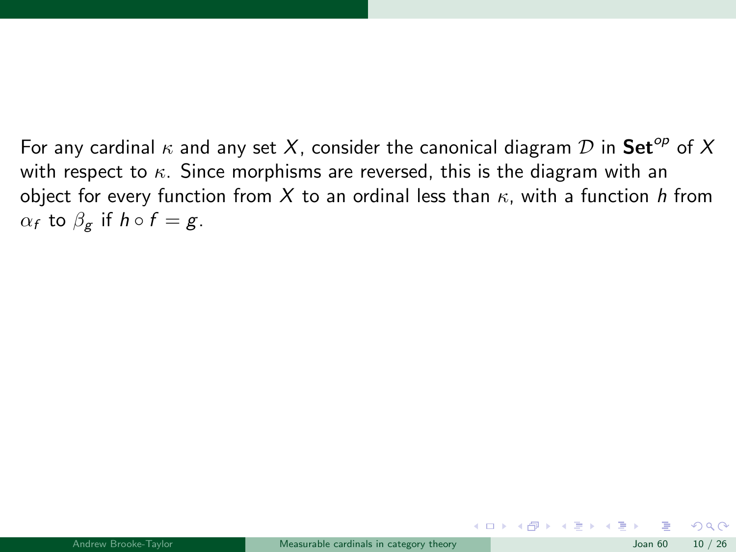For any cardinal $\kappa$ and any set $X$, consider the canonical diagram $\mathcal{D}$ in $\mathbf{Set}^{op}$ of $X$ with respect to $\kappa$. Since morphisms are reversed, this is the diagram with an object for every function from $X$ to an ordinal less than $\kappa$, with a function $h$ from $\alpha_f$ to $\beta_g$ if $h \circ f = g$.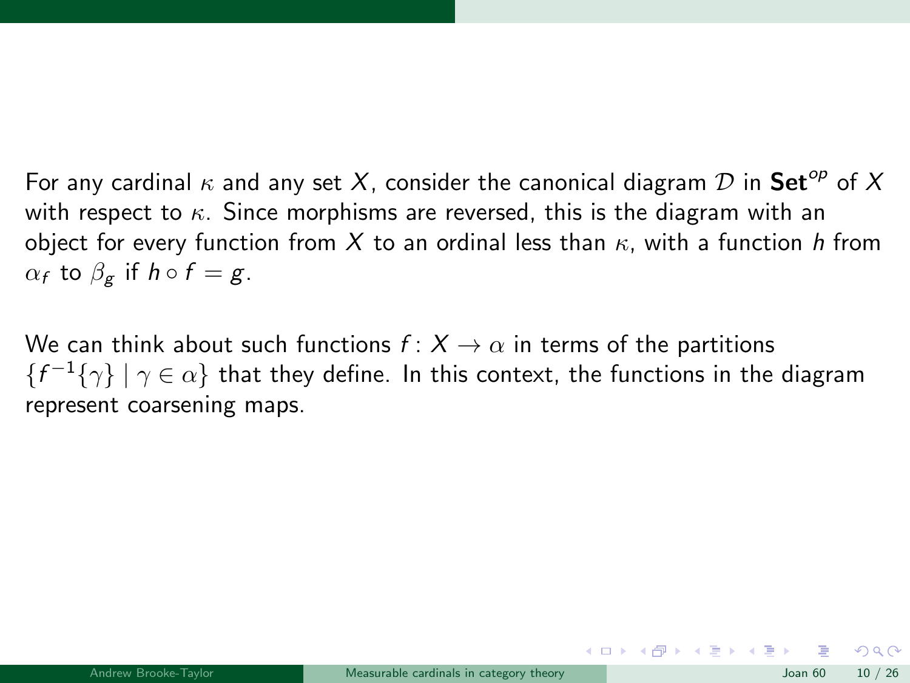For any cardinal $\kappa$ and any set $X$, consider the canonical diagram $\mathcal{D}$ in $\mathbf{Set}^{op}$ of $X$ with respect to $\kappa$. Since morphisms are reversed, this is the diagram with an object for every function from $X$ to an ordinal less than $\kappa$, with a function $h$ from $\alpha_f$ to $\beta_g$ if $h \circ f = g$.

We can think about such functions $f \colon X \to \alpha$ in terms of the partitions $\{f^{-1}\{\gamma\} \mid \gamma \in \alpha\}$ that they define. In this context, the functions in the diagram represent coarsening maps.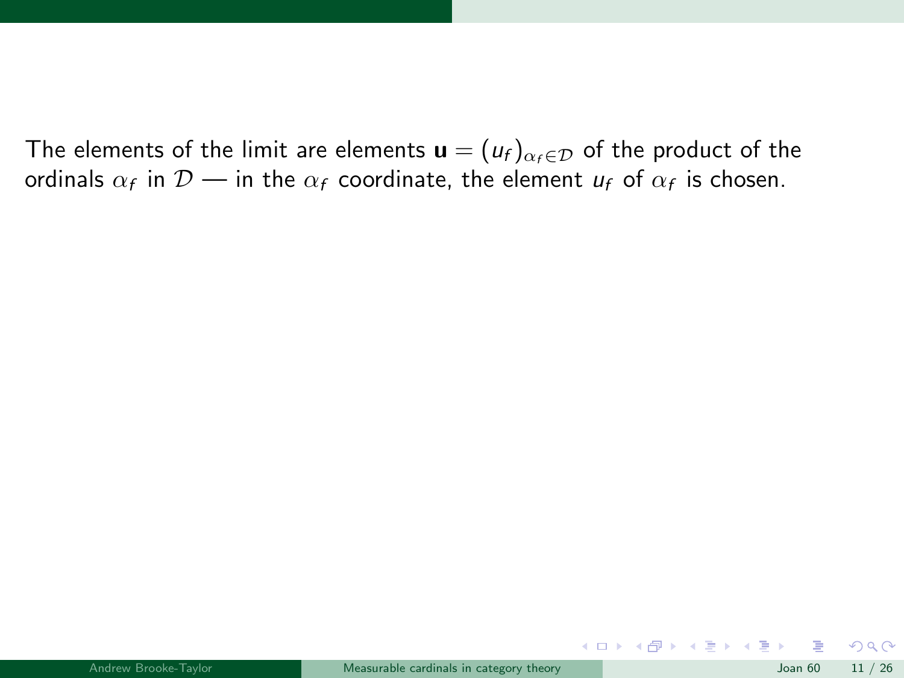The elements of the limit are elements $\mathbf{u} = (u_f)_{\alpha_f \in \mathcal{D}}$ of the product of the ordinals $\alpha_f$ in $\mathcal{D}$ — in the $\alpha_f$ coordinate, the element $u_f$ of $\alpha_f$ is chosen.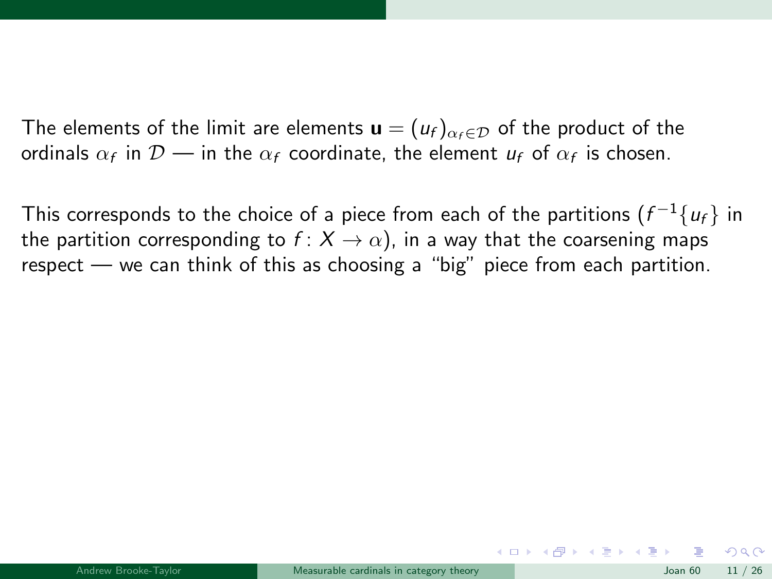The elements of the limit are elements $\mathbf{u} = (u_f)_{\alpha_f \in \mathcal{D}}$ of the product of the ordinals $\alpha_f$ in $\mathcal{D}$ — in the $\alpha_f$ coordinate, the element $u_f$ of $\alpha_f$ is chosen.

This corresponds to the choice of a piece from each of the partitions ($f^{-1}\{u_f\}$ in the partition corresponding to $f \colon X \to \alpha$), in a way that the coarsening maps respect — we can think of this as choosing a "big" piece from each partition.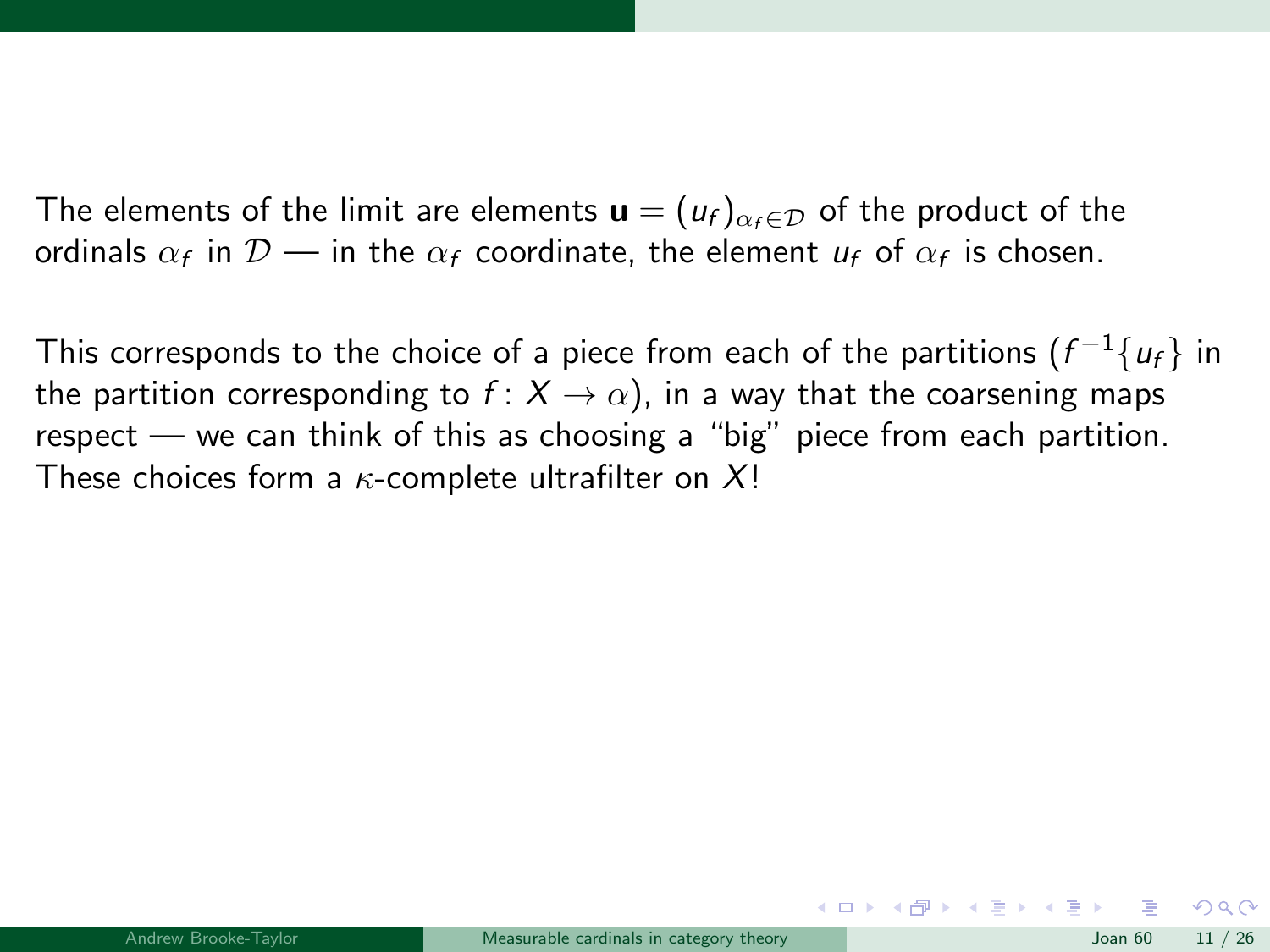The elements of the limit are elements $\mathbf{u} = (u_f)_{\alpha_f \in \mathcal{D}}$ of the product of the ordinals $\alpha_f$ in $\mathcal{D}$ — in the $\alpha_f$ coordinate, the element $u_f$ of $\alpha_f$ is chosen.

This corresponds to the choice of a piece from each of the partitions ($f^{-1}\{u_f\}$ in the partition corresponding to $f\colon X \to \alpha$), in a way that the coarsening maps respect — we can think of this as choosing a "big" piece from each partition. These choices form a $\kappa$-complete ultrafilter on $X$!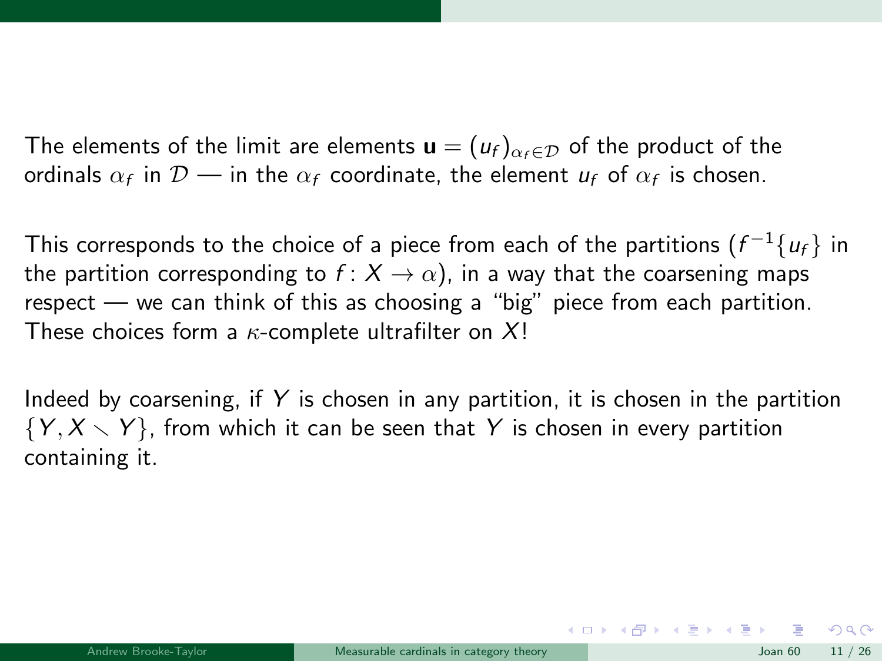The elements of the limit are elements $\mathbf{u} = (u_f)_{\alpha_f \in \mathcal{D}}$ of the product of the ordinals $\alpha_f$ in $\mathcal{D}$ — in the $\alpha_f$ coordinate, the element $u_f$ of $\alpha_f$ is chosen.

This corresponds to the choice of a piece from each of the partitions ($f^{-1}\{u_f\}$ in the partition corresponding to $f\colon X \to \alpha$), in a way that the coarsening maps respect — we can think of this as choosing a "big" piece from each partition. These choices form a $\kappa$-complete ultrafilter on $X$!

Indeed by coarsening, if $Y$ is chosen in any partition, it is chosen in the partition $\{Y, X \smallsetminus Y\}$, from which it can be seen that $Y$ is chosen in every partition containing it.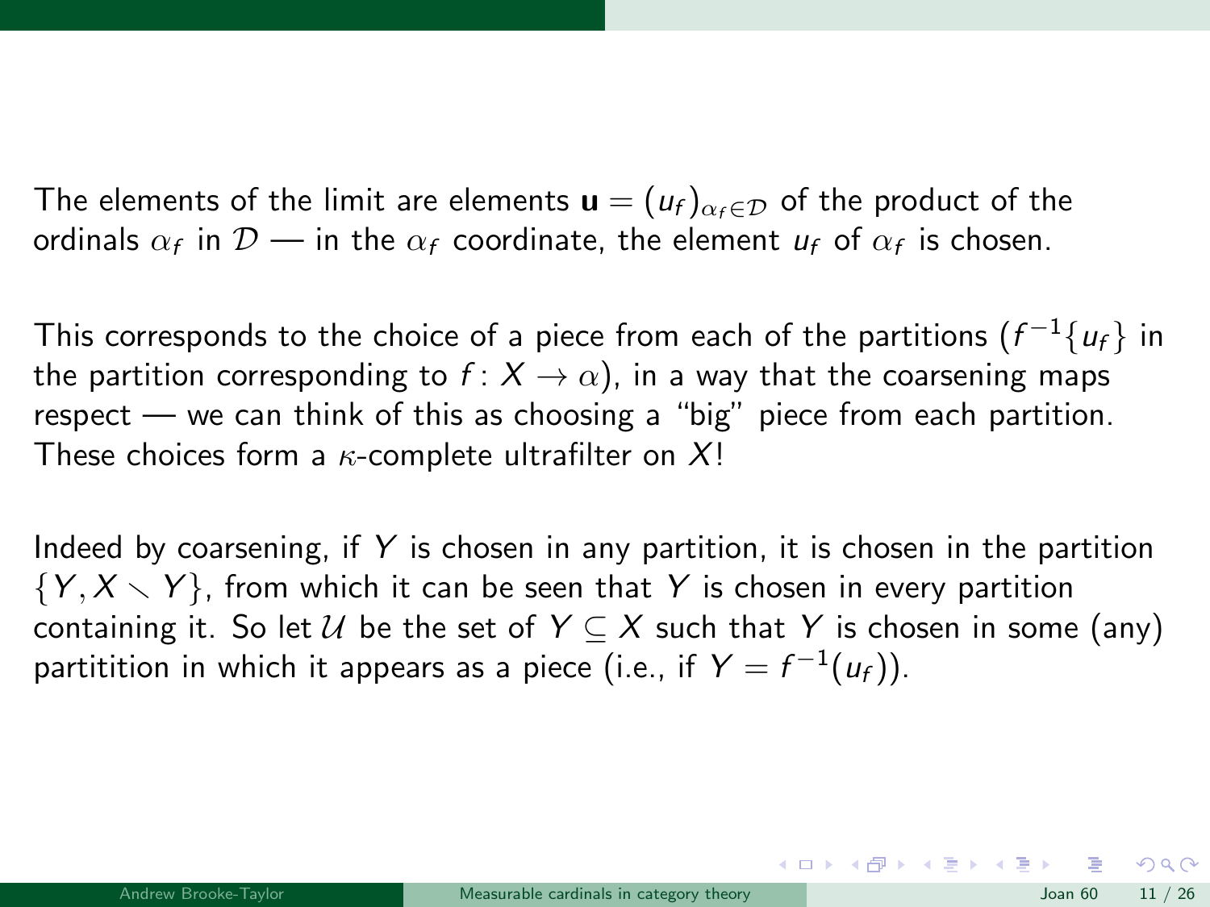The elements of the limit are elements $\mathbf{u} = (u_f)_{\alpha_f \in \mathcal{D}}$ of the product of the ordinals $\alpha_f$ in $\mathcal{D}$ — in the $\alpha_f$ coordinate, the element $u_f$ of $\alpha_f$ is chosen.

This corresponds to the choice of a piece from each of the partitions ($f^{-1}\{u_f\}$ in the partition corresponding to $f\colon X \to \alpha$), in a way that the coarsening maps respect — we can think of this as choosing a "big" piece from each partition. These choices form a $\kappa$-complete ultrafilter on $X$!

Indeed by coarsening, if $Y$ is chosen in any partition, it is chosen in the partition $\{Y, X \setminus Y\}$, from which it can be seen that $Y$ is chosen in every partition containing it. So let $\mathcal{U}$ be the set of $Y \subseteq X$ such that $Y$ is chosen in some (any) partitition in which it appears as a piece (i.e., if $Y = f^{-1}(u_f)$).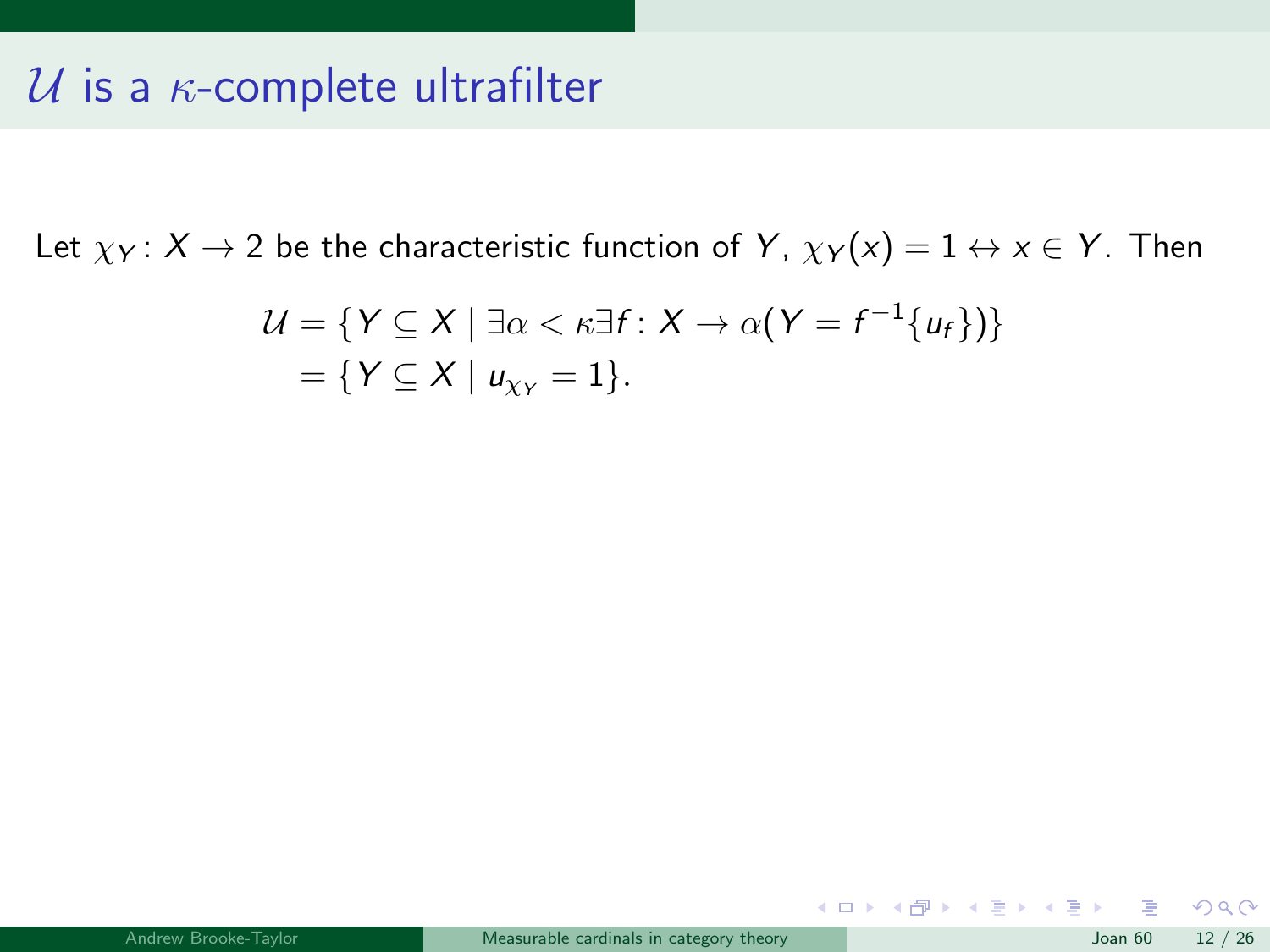# $\mathcal{U}$ is a $\kappa$-complete ultrafilter

Let $\chi_Y \colon X \to 2$ be the characteristic function of $Y$, $\chi_Y(x) = 1 \leftrightarrow x \in Y$. Then

$$
\begin{aligned}
\mathcal{U} &= \{Y \subseteq X \mid \exists \alpha < \kappa \exists f \colon X \to \alpha (Y = f^{-1}\{u_f\})\} \\
&= \{Y \subseteq X \mid u_{\chi_Y} = 1\}.
\end{aligned}
$$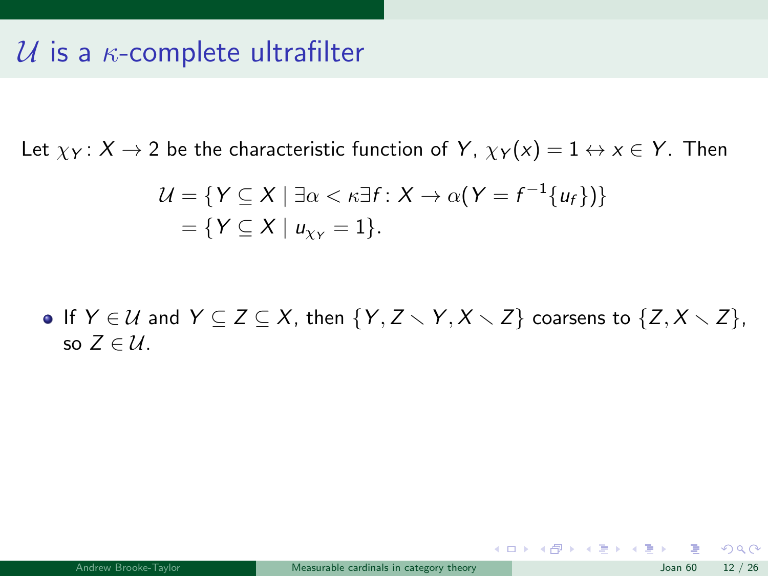# $\mathcal{U}$ is a $\kappa$-complete ultrafilter

Let $\chi_Y \colon X \to 2$ be the characteristic function of $Y$, $\chi_Y(x) = 1 \leftrightarrow x \in Y$. Then

$$\begin{aligned}\mathcal{U} &= \{Y \subseteq X \mid \exists \alpha < \kappa \exists f \colon X \to \alpha (Y = f^{-1}\{u_f\})\} \\ &= \{Y \subseteq X \mid u_{\chi_Y} = 1\}.\end{aligned}$$

- If $Y \in \mathcal{U}$ and $Y \subseteq Z \subseteq X$, then $\{Y, Z \setminus Y, X \setminus Z\}$ coarsens to $\{Z, X \setminus Z\}$, so $Z \in \mathcal{U}$.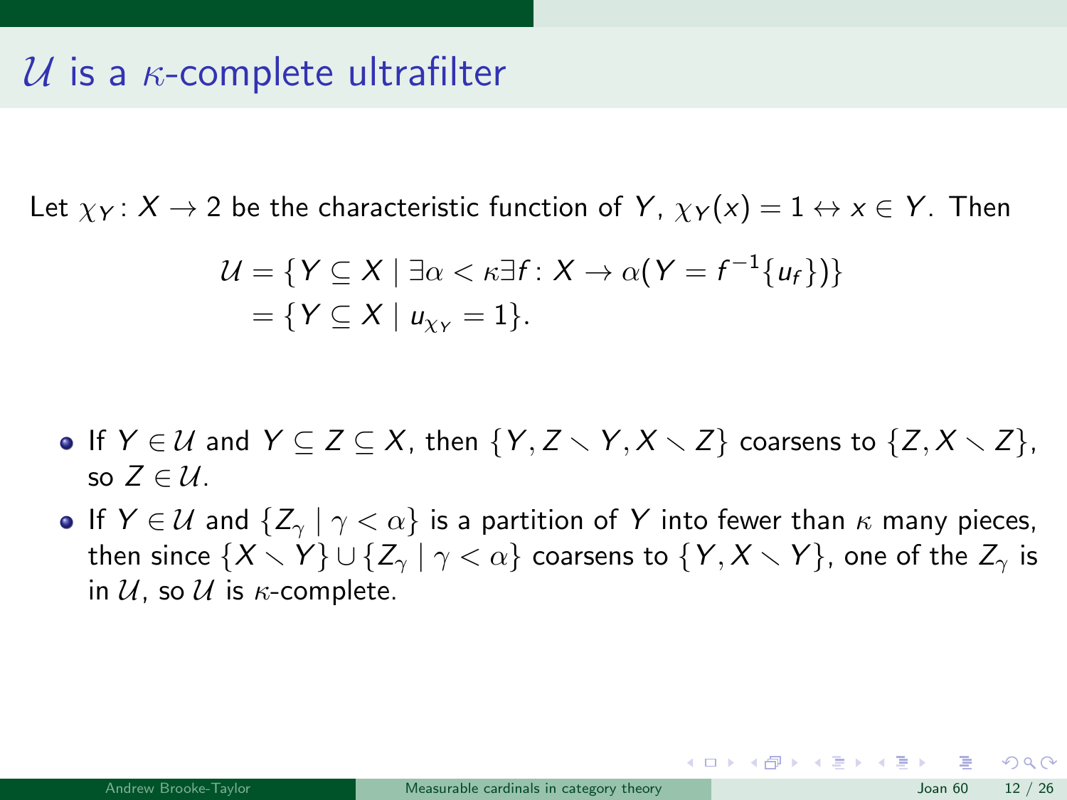# $\mathcal{U}$ is a $\kappa$-complete ultrafilter

Let $\chi_Y \colon X \to 2$ be the characteristic function of $Y$, $\chi_Y(x) = 1 \leftrightarrow x \in Y$. Then

$$\begin{aligned}\mathcal{U} &= \{Y \subseteq X \mid \exists \alpha < \kappa \exists f \colon X \to \alpha (Y = f^{-1}\{u_f\})\} \\ &= \{Y \subseteq X \mid u_{\chi_Y} = 1\}.\end{aligned}$$

- If $Y \in \mathcal{U}$ and $Y \subseteq Z \subseteq X$, then $\{Y, Z \setminus Y, X \setminus Z\}$ coarsens to $\{Z, X \setminus Z\}$, so $Z \in \mathcal{U}$.
- If $Y \in \mathcal{U}$ and $\{Z_\gamma \mid \gamma < \alpha\}$ is a partition of $Y$ into fewer than $\kappa$ many pieces, then since $\{X \setminus Y\} \cup \{Z_\gamma \mid \gamma < \alpha\}$ coarsens to $\{Y, X \setminus Y\}$, one of the $Z_\gamma$ is in $\mathcal{U}$, so $\mathcal{U}$ is $\kappa$-complete.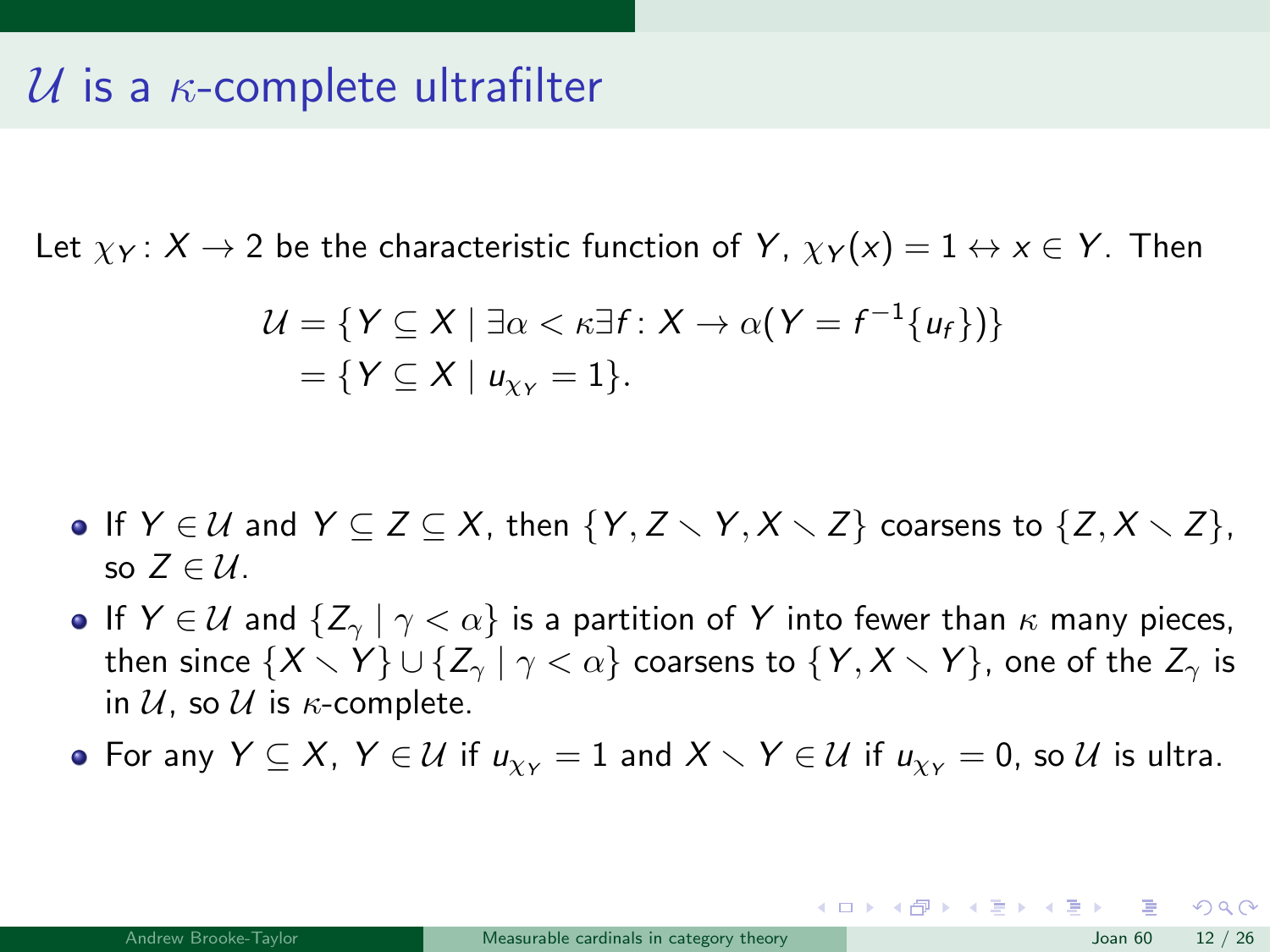# $\mathcal{U}$ is a $\kappa$-complete ultrafilter

Let $\chi_Y \colon X \to 2$ be the characteristic function of $Y$, $\chi_Y(x) = 1 \leftrightarrow x \in Y$. Then

$$\begin{aligned}\mathcal{U} &= \{Y \subseteq X \mid \exists \alpha < \kappa \exists f \colon X \to \alpha (Y = f^{-1}\{u_f\})\} \\ &= \{Y \subseteq X \mid u_{\chi_Y} = 1\}.\end{aligned}$$

- If $Y \in \mathcal{U}$ and $Y \subseteq Z \subseteq X$, then $\{Y, Z \smallsetminus Y, X \smallsetminus Z\}$ coarsens to $\{Z, X \smallsetminus Z\}$, so $Z \in \mathcal{U}$.
- If $Y \in \mathcal{U}$ and $\{Z_\gamma \mid \gamma < \alpha\}$ is a partition of $Y$ into fewer than $\kappa$ many pieces, then since $\{X \smallsetminus Y\} \cup \{Z_\gamma \mid \gamma < \alpha\}$ coarsens to $\{Y, X \smallsetminus Y\}$, one of the $Z_\gamma$ is in $\mathcal{U}$, so $\mathcal{U}$ is $\kappa$-complete.
- For any $Y \subseteq X$, $Y \in \mathcal{U}$ if $u_{\chi_Y} = 1$ and $X \smallsetminus Y \in \mathcal{U}$ if $u_{\chi_Y} = 0$, so $\mathcal{U}$ is ultra.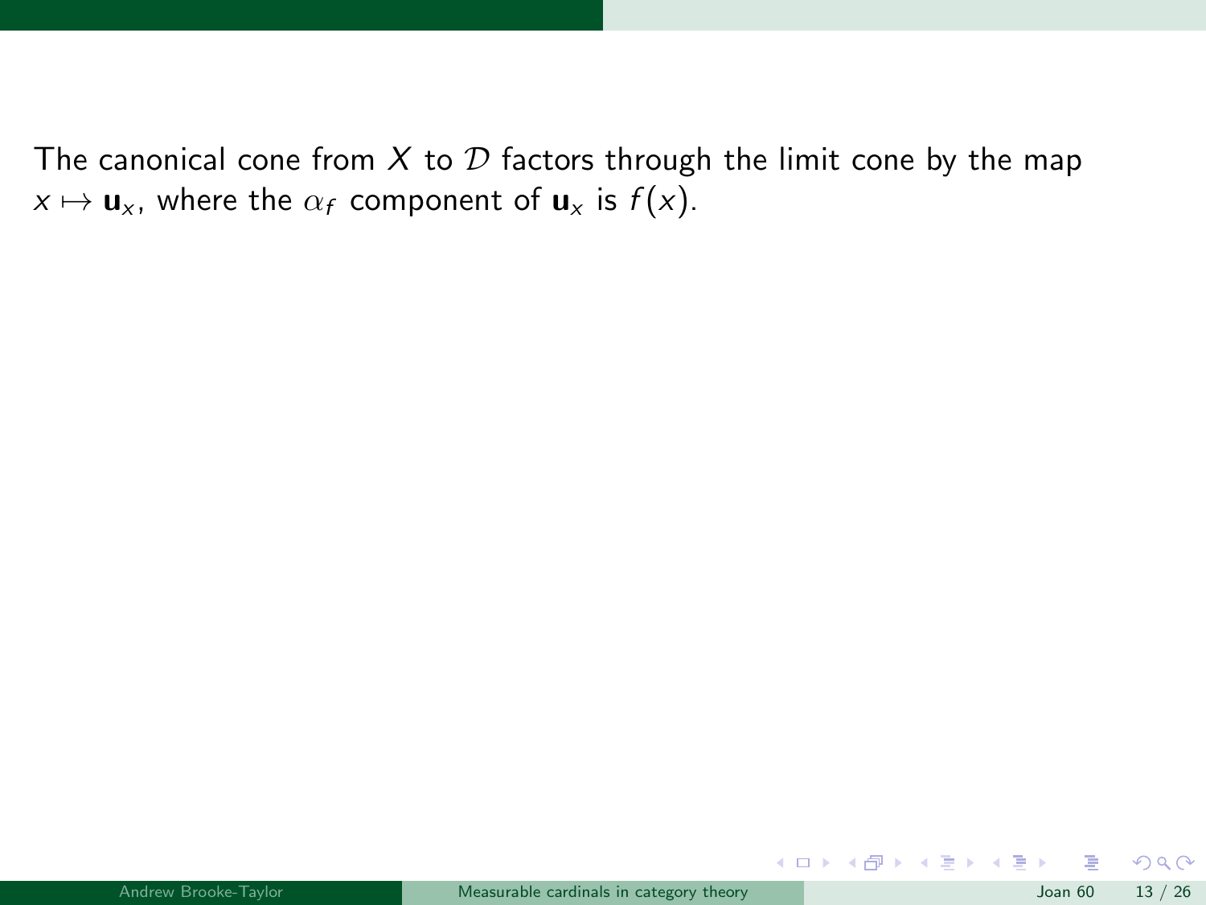The canonical cone from $X$ to $\mathcal{D}$ factors through the limit cone by the map $x \mapsto \mathbf{u}_x$, where the $\alpha_f$ component of $\mathbf{u}_x$ is $f(x)$.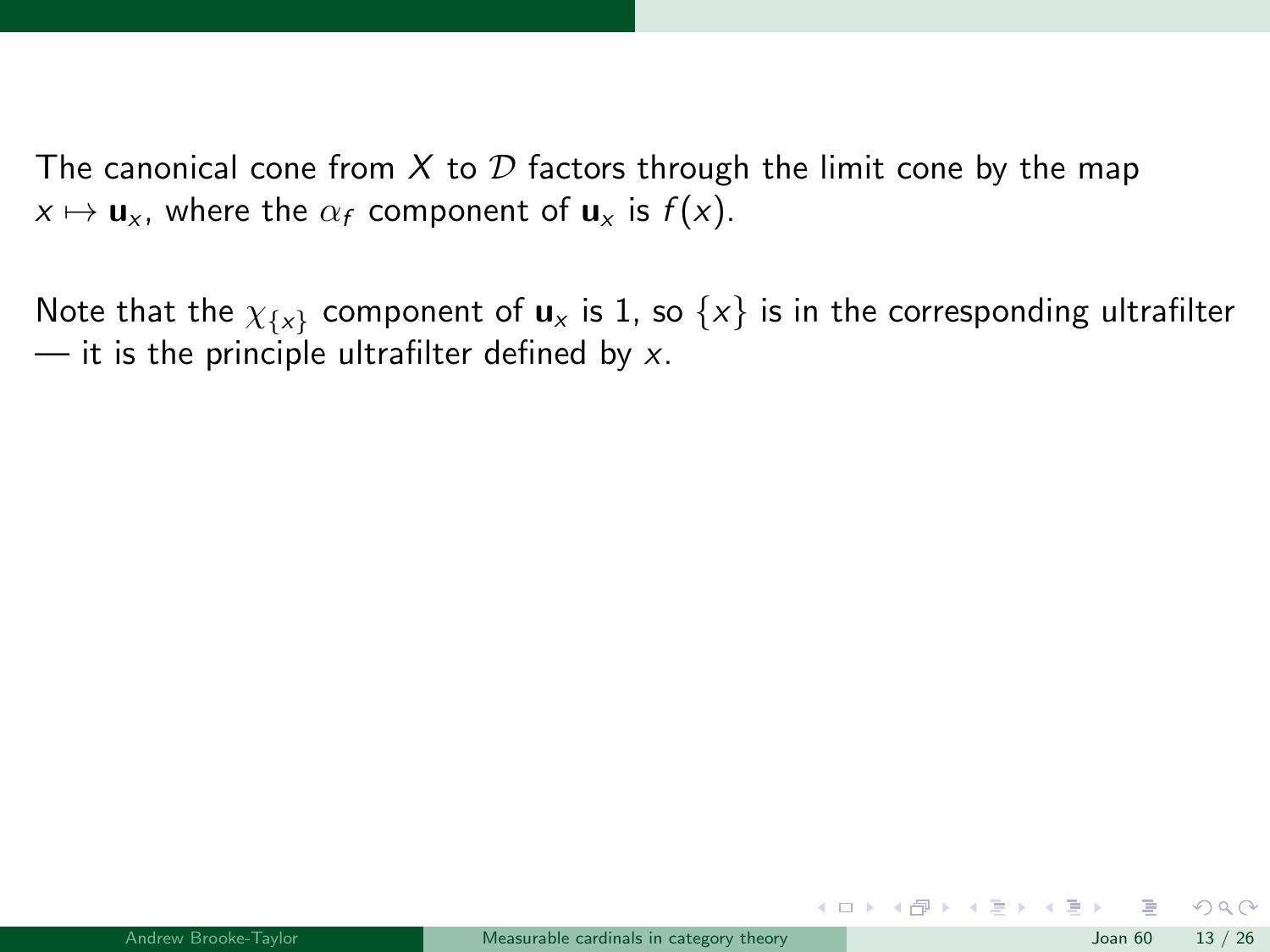The canonical cone from $X$ to $\mathcal{D}$ factors through the limit cone by the map $x \mapsto \mathbf{u}_x$, where the $\alpha_f$ component of $\mathbf{u}_x$ is $f(x)$.

Note that the $\chi_{\{x\}}$ component of $\mathbf{u}_x$ is 1, so $\{x\}$ is in the corresponding ultrafilter — it is the principle ultrafilter defined by $x$.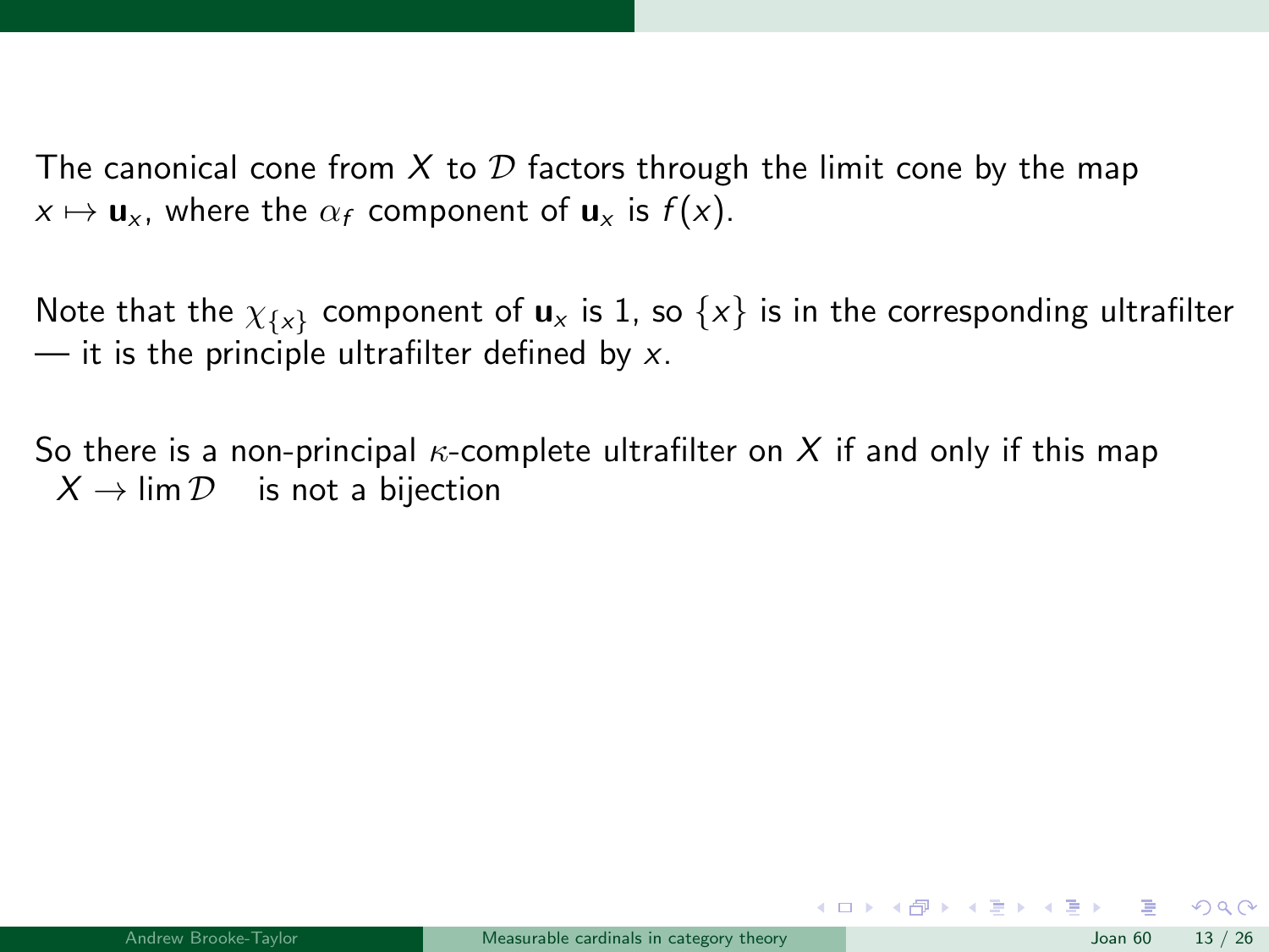The canonical cone from $X$ to $\mathcal{D}$ factors through the limit cone by the map $x \mapsto \mathbf{u}_x$, where the $\alpha_f$ component of $\mathbf{u}_x$ is $f(x)$.

Note that the $\chi_{\{x\}}$ component of $\mathbf{u}_x$ is 1, so $\{x\}$ is in the corresponding ultrafilter — it is the principle ultrafilter defined by $x$.

So there is a non-principal $\kappa$-complete ultrafilter on $X$ if and only if this map $X \to \lim \mathcal{D}$ is not a bijection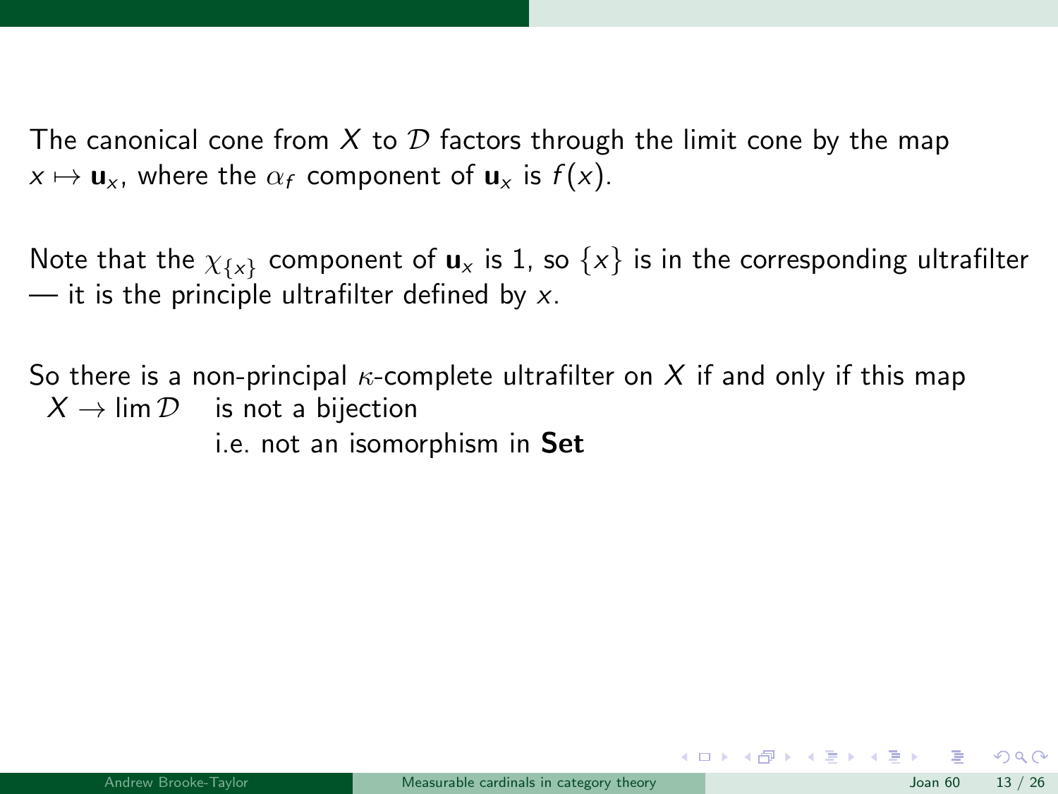The canonical cone from $X$ to $\mathcal{D}$ factors through the limit cone by the map $x \mapsto \mathbf{u}_x$, where the $\alpha_f$ component of $\mathbf{u}_x$ is $f(x)$.

Note that the $\chi_{\{x\}}$ component of $\mathbf{u}_x$ is 1, so $\{x\}$ is in the corresponding ultrafilter — it is the principle ultrafilter defined by $x$.

So there is a non-principal $\kappa$-complete ultrafilter on $X$ if and only if this map $X \to \lim \mathcal{D}$ is not a bijection

i.e. not an isomorphism in **Set**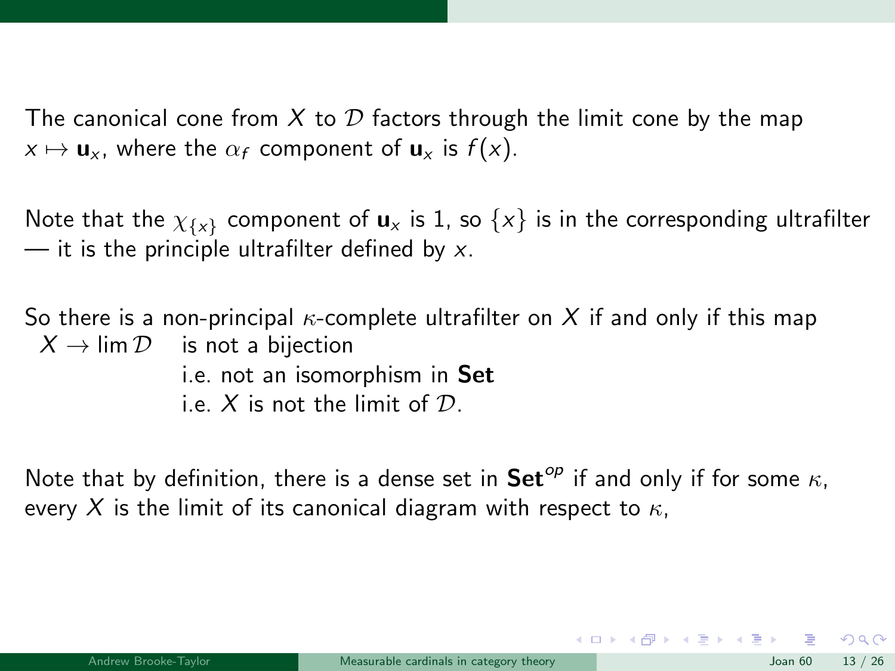The canonical cone from $X$ to $\mathcal{D}$ factors through the limit cone by the map $x \mapsto \mathbf{u}_x$, where the $\alpha_f$ component of $\mathbf{u}_x$ is $f(x)$.

Note that the $\chi_{\{x\}}$ component of $\mathbf{u}_x$ is 1, so $\{x\}$ is in the corresponding ultrafilter — it is the principle ultrafilter defined by $x$.

So there is a non-principal $\kappa$-complete ultrafilter on $X$ if and only if this map $X \to \lim \mathcal{D}$ is not a bijection
i.e. not an isomorphism in **Set**
i.e. $X$ is not the limit of $\mathcal{D}$.

Note that by definition, there is a dense set in $\mathbf{Set}^{op}$ if and only if for some $\kappa$, every $X$ is the limit of its canonical diagram with respect to $\kappa$,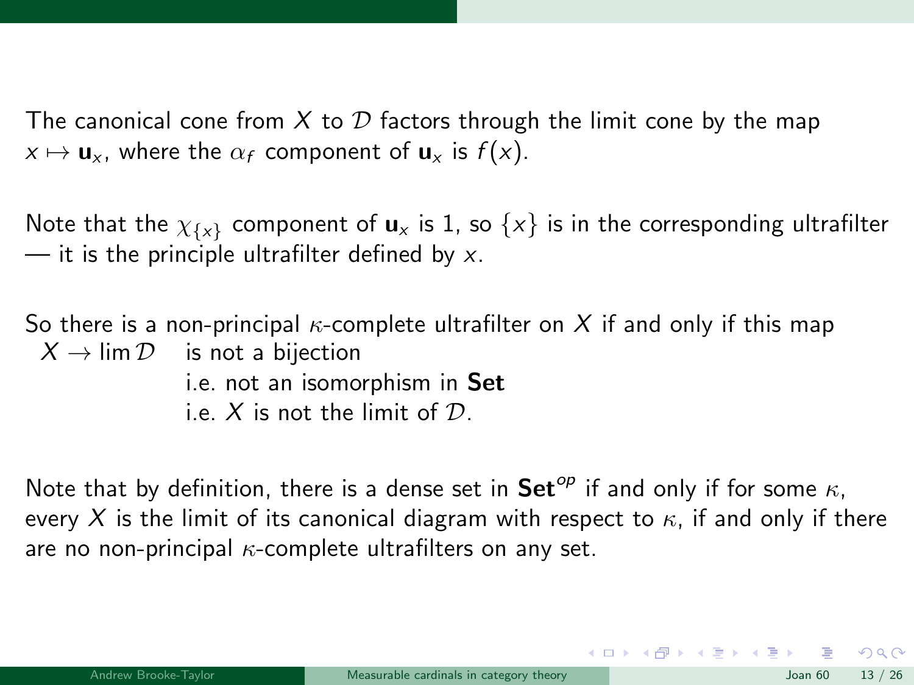The canonical cone from $X$ to $\mathcal{D}$ factors through the limit cone by the map $x \mapsto \mathbf{u}_x$, where the $\alpha_f$ component of $\mathbf{u}_x$ is $f(x)$.

Note that the $\chi_{\{x\}}$ component of $\mathbf{u}_x$ is 1, so $\{x\}$ is in the corresponding ultrafilter — it is the principle ultrafilter defined by $x$.

So there is a non-principal $\kappa$-complete ultrafilter on $X$ if and only if this map $X \to \lim \mathcal{D}$ is not a bijection  
i.e. not an isomorphism in **Set**  
i.e. $X$ is not the limit of $\mathcal{D}$.

Note that by definition, there is a dense set in $\mathbf{Set}^{op}$ if and only if for some $\kappa$, every $X$ is the limit of its canonical diagram with respect to $\kappa$, if and only if there are no non-principal $\kappa$-complete ultrafilters on any set.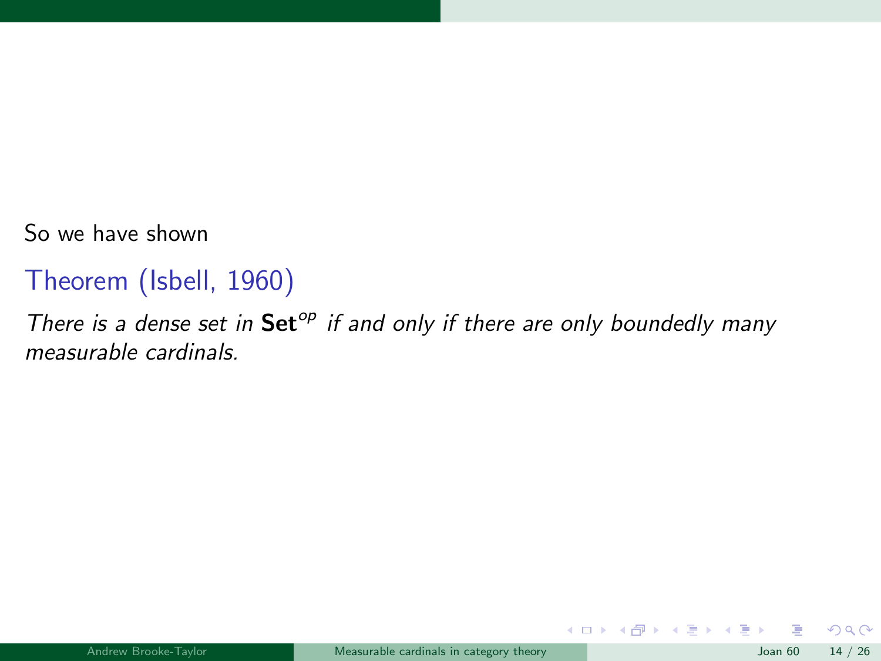So we have shown

**Theorem (Isbell, 1960)**

*There is a dense set in* $\mathbf{Set}^{op}$ *if and only if there are only boundedly many measurable cardinals.*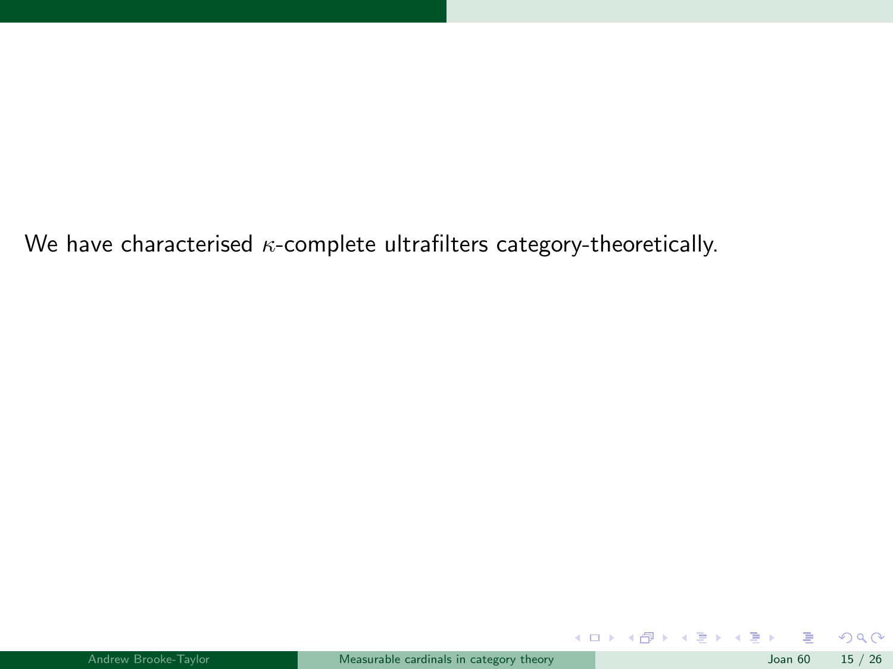We have characterised $\kappa$-complete ultrafilters category-theoretically.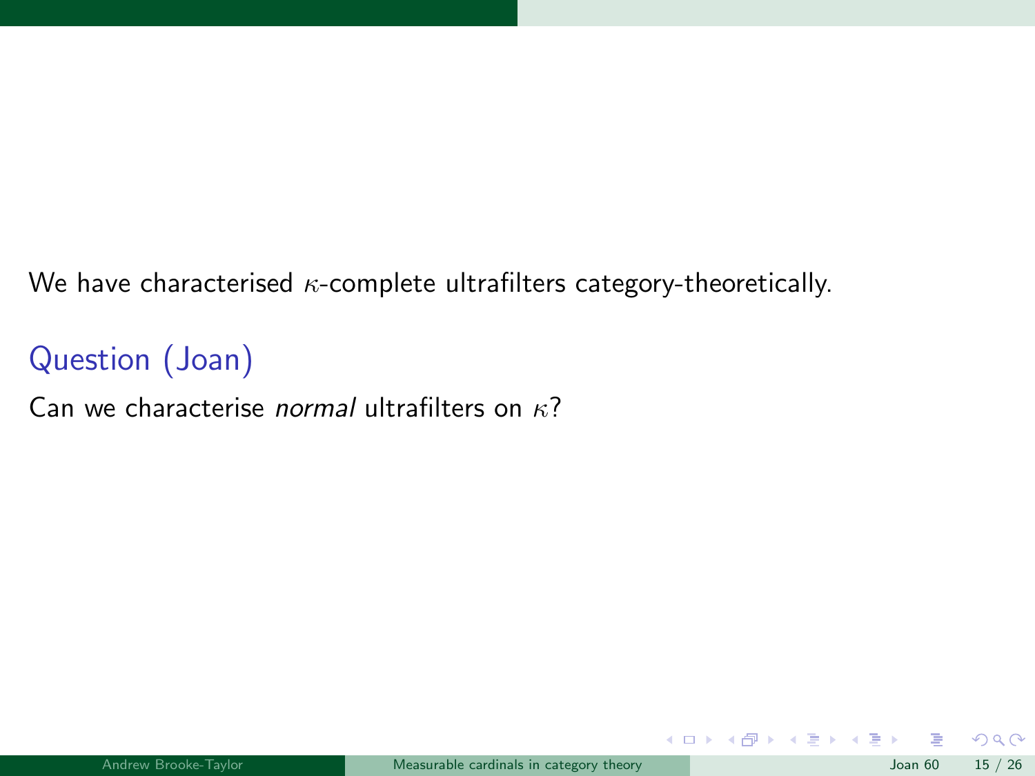We have characterised $\kappa$-complete ultrafilters category-theoretically.

### Question (Joan)

Can we characterise *normal* ultrafilters on $\kappa$?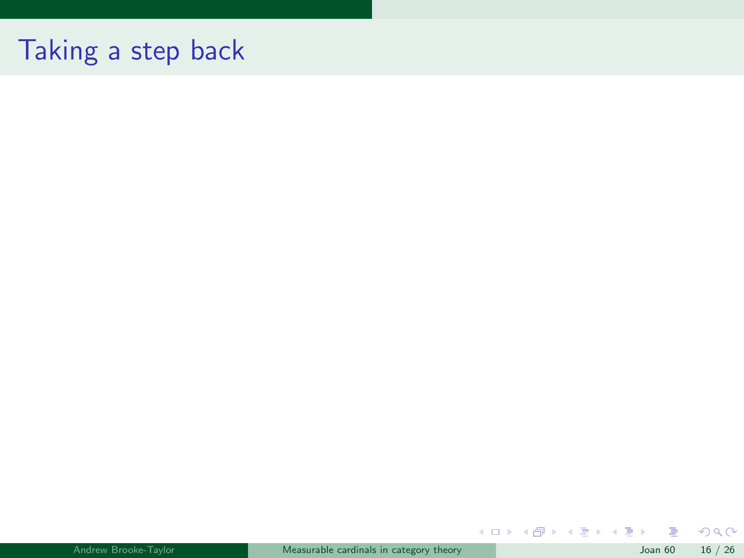# Taking a step back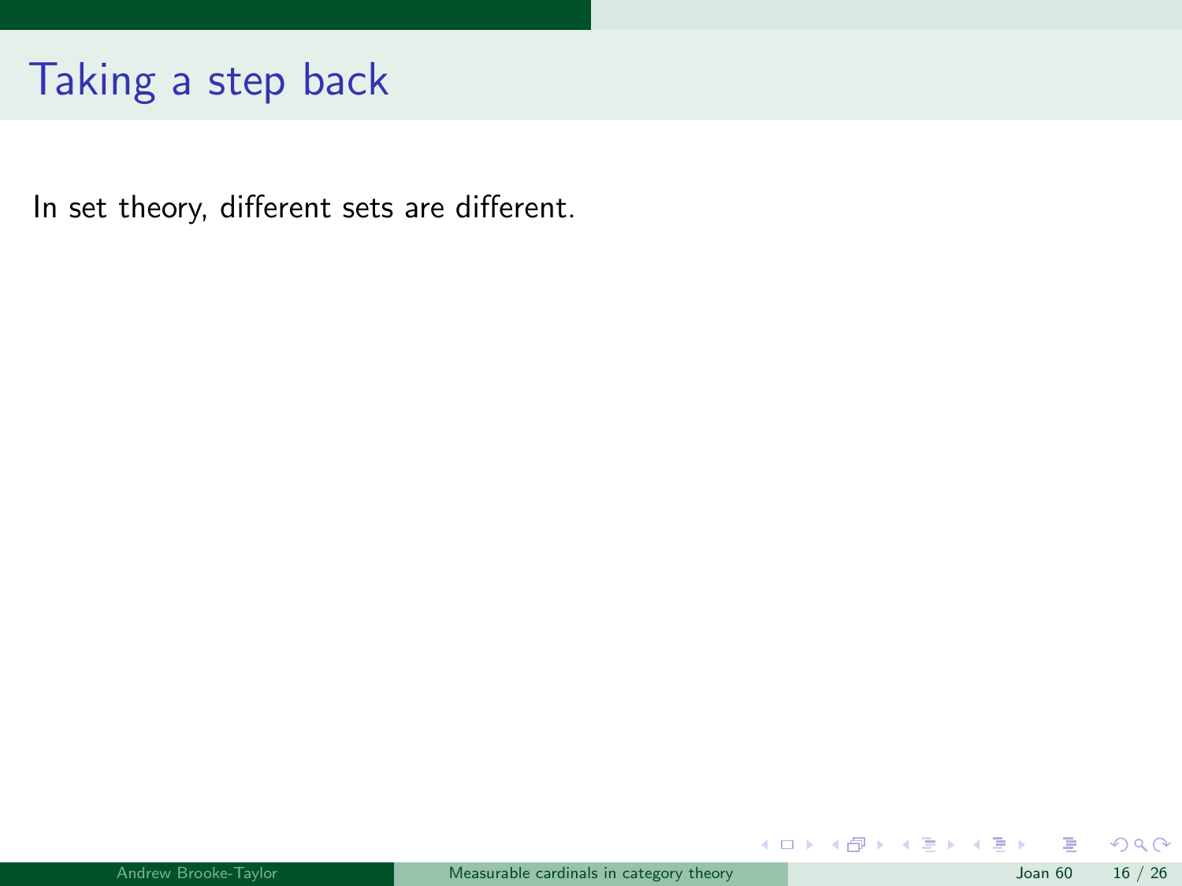# Taking a step back

In set theory, different sets are different.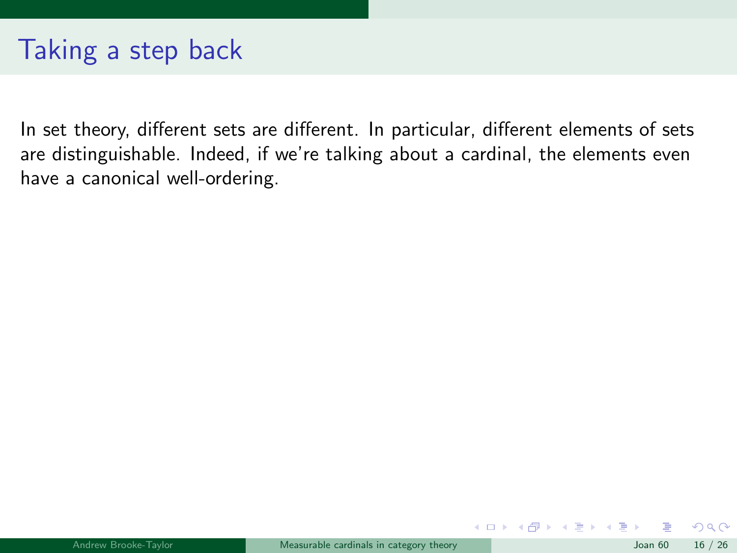# Taking a step back

In set theory, different sets are different. In particular, different elements of sets are distinguishable. Indeed, if we're talking about a cardinal, the elements even have a canonical well-ordering.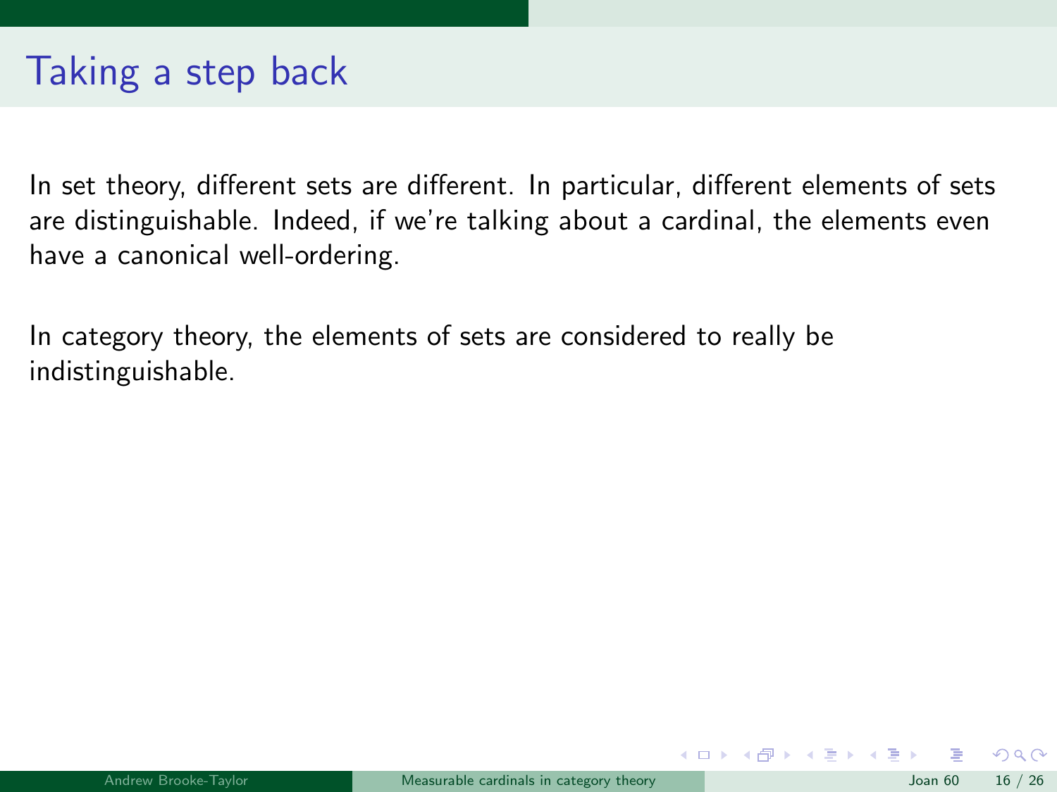# Taking a step back

In set theory, different sets are different. In particular, different elements of sets are distinguishable. Indeed, if we're talking about a cardinal, the elements even have a canonical well-ordering.

In category theory, the elements of sets are considered to really be indistinguishable.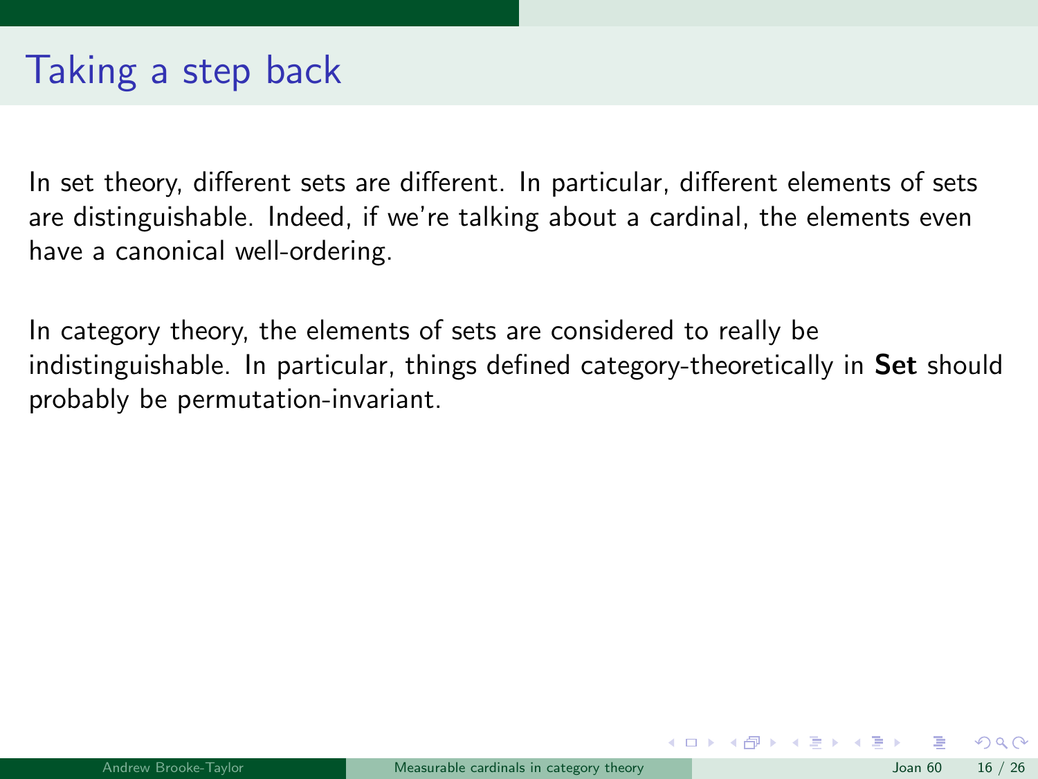# Taking a step back

In set theory, different sets are different. In particular, different elements of sets are distinguishable. Indeed, if we're talking about a cardinal, the elements even have a canonical well-ordering.

In category theory, the elements of sets are considered to really be indistinguishable. In particular, things defined category-theoretically in **Set** should probably be permutation-invariant.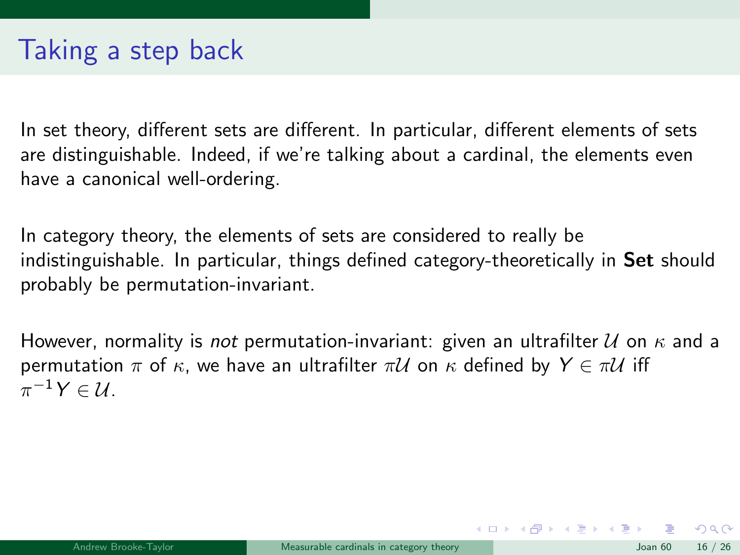# Taking a step back

In set theory, different sets are different. In particular, different elements of sets are distinguishable. Indeed, if we're talking about a cardinal, the elements even have a canonical well-ordering.

In category theory, the elements of sets are considered to really be indistinguishable. In particular, things defined category-theoretically in **Set** should probably be permutation-invariant.

However, normality is *not* permutation-invariant: given an ultrafilter $\mathcal{U}$ on $\kappa$ and a permutation $\pi$ of $\kappa$, we have an ultrafilter $\pi\mathcal{U}$ on $\kappa$ defined by $Y \in \pi\mathcal{U}$ iff $\pi^{-1}Y \in \mathcal{U}$.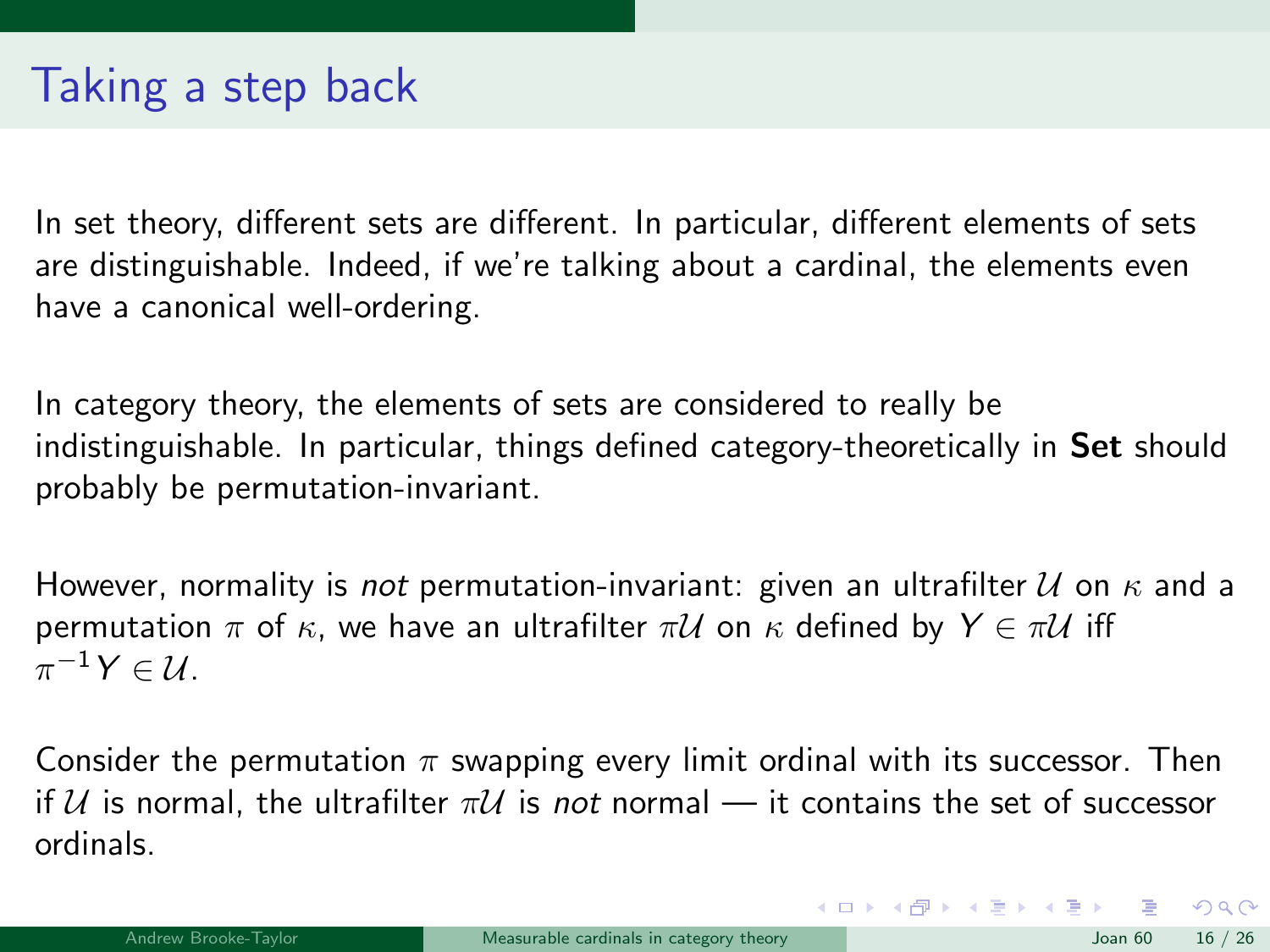# Taking a step back

In set theory, different sets are different. In particular, different elements of sets are distinguishable. Indeed, if we're talking about a cardinal, the elements even have a canonical well-ordering.

In category theory, the elements of sets are considered to really be indistinguishable. In particular, things defined category-theoretically in **Set** should probably be permutation-invariant.

However, normality is *not* permutation-invariant: given an ultrafilter $\mathcal{U}$ on $\kappa$ and a permutation $\pi$ of $\kappa$, we have an ultrafilter $\pi\mathcal{U}$ on $\kappa$ defined by $Y \in \pi\mathcal{U}$ iff $\pi^{-1}Y \in \mathcal{U}$.

Consider the permutation $\pi$ swapping every limit ordinal with its successor. Then if $\mathcal{U}$ is normal, the ultrafilter $\pi\mathcal{U}$ is *not* normal — it contains the set of successor ordinals.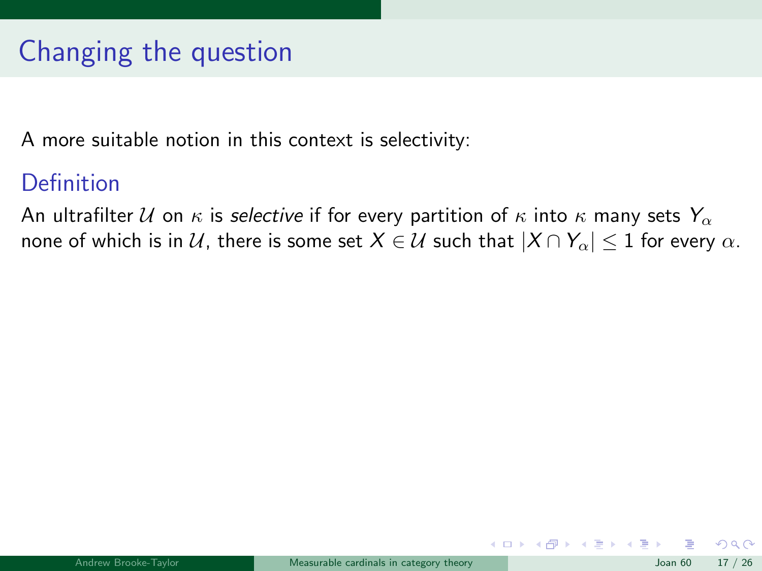# Changing the question

A more suitable notion in this context is selectivity:

## Definition

An ultrafilter $\mathcal{U}$ on $\kappa$ is *selective* if for every partition of $\kappa$ into $\kappa$ many sets $Y_\alpha$ none of which is in $\mathcal{U}$, there is some set $X \in \mathcal{U}$ such that $|X \cap Y_\alpha| \leq 1$ for every $\alpha$.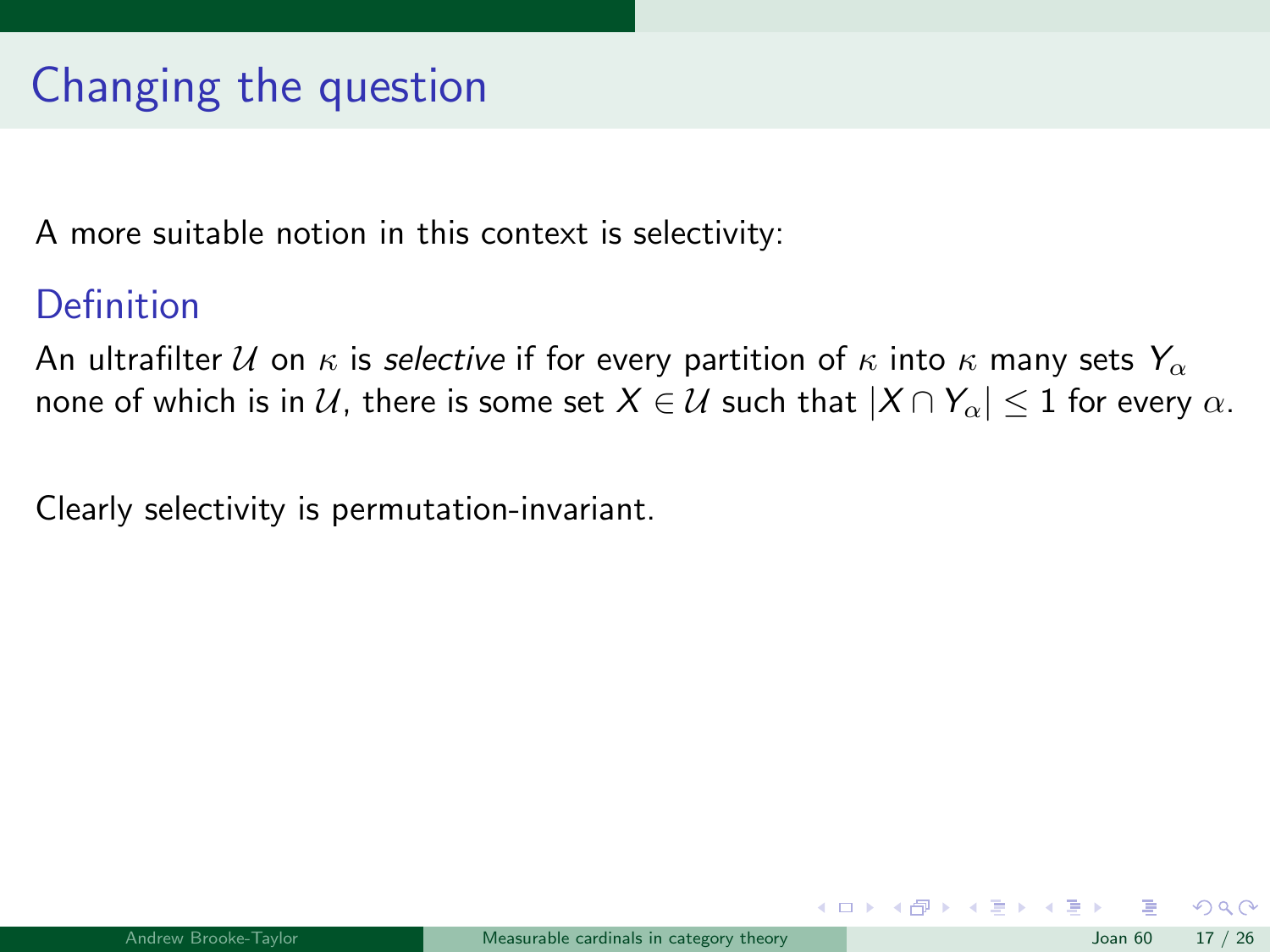# Changing the question

A more suitable notion in this context is selectivity:

### Definition

An ultrafilter $\mathcal{U}$ on $\kappa$ is *selective* if for every partition of $\kappa$ into $\kappa$ many sets $Y_\alpha$ none of which is in $\mathcal{U}$, there is some set $X \in \mathcal{U}$ such that $|X \cap Y_\alpha| \leq 1$ for every $\alpha$.

Clearly selectivity is permutation-invariant.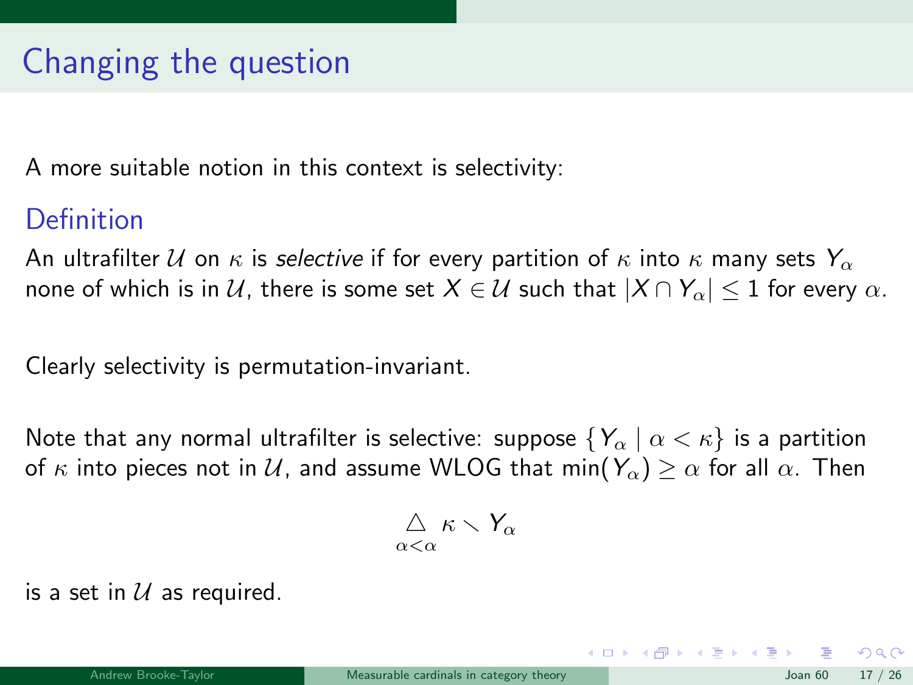# Changing the question

A more suitable notion in this context is selectivity:

### Definition

An ultrafilter $\mathcal{U}$ on $\kappa$ is *selective* if for every partition of $\kappa$ into $\kappa$ many sets $Y_\alpha$ none of which is in $\mathcal{U}$, there is some set $X \in \mathcal{U}$ such that $|X \cap Y_\alpha| \leq 1$ for every $\alpha$.

Clearly selectivity is permutation-invariant.

Note that any normal ultrafilter is selective: suppose $\{Y_\alpha \mid \alpha < \kappa\}$ is a partition of $\kappa$ into pieces not in $\mathcal{U}$, and assume WLOG that $\min(Y_\alpha) \geq \alpha$ for all $\alpha$. Then

$$\mathop{\triangle}_{\alpha < \alpha} \kappa \setminus Y_\alpha$$

is a set in $\mathcal{U}$ as required.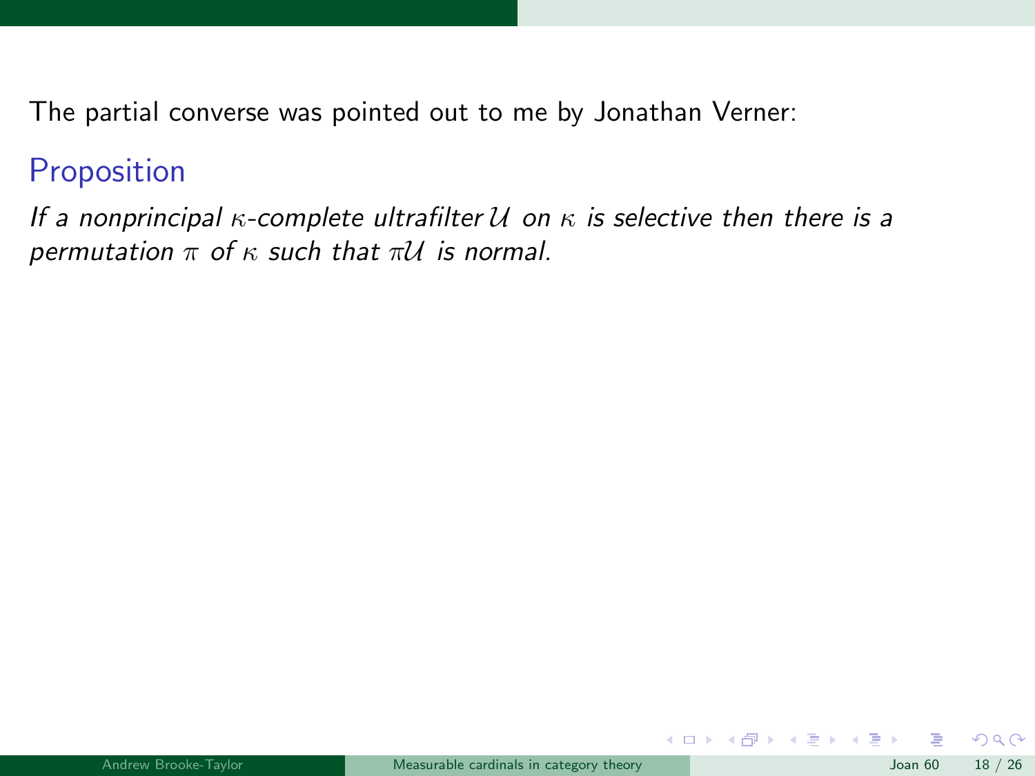The partial converse was pointed out to me by Jonathan Verner:

### Proposition

*If a nonprincipal $\kappa$-complete ultrafilter $\mathcal{U}$ on $\kappa$ is selective then there is a permutation $\pi$ of $\kappa$ such that $\pi\mathcal{U}$ is normal.*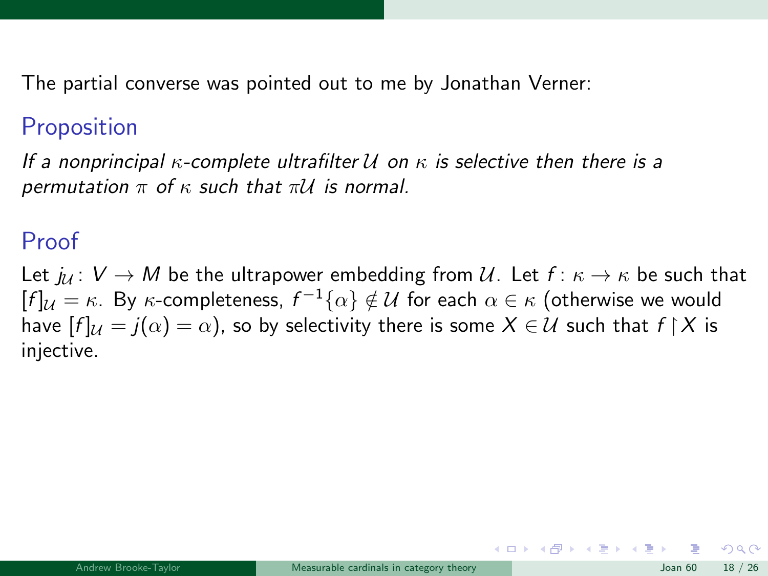The partial converse was pointed out to me by Jonathan Verner:

## Proposition

*If a nonprincipal $\kappa$-complete ultrafilter $\mathcal{U}$ on $\kappa$ is selective then there is a permutation $\pi$ of $\kappa$ such that $\pi\mathcal{U}$ is normal.*

## Proof

Let $j_{\mathcal{U}} \colon V \to M$ be the ultrapower embedding from $\mathcal{U}$. Let $f \colon \kappa \to \kappa$ be such that $[f]_{\mathcal{U}} = \kappa$. By $\kappa$-completeness, $f^{-1}\{\alpha\} \notin \mathcal{U}$ for each $\alpha \in \kappa$ (otherwise we would have $[f]_{\mathcal{U}} = j(\alpha) = \alpha$), so by selectivity there is some $X \in \mathcal{U}$ such that $f \restriction X$ is injective.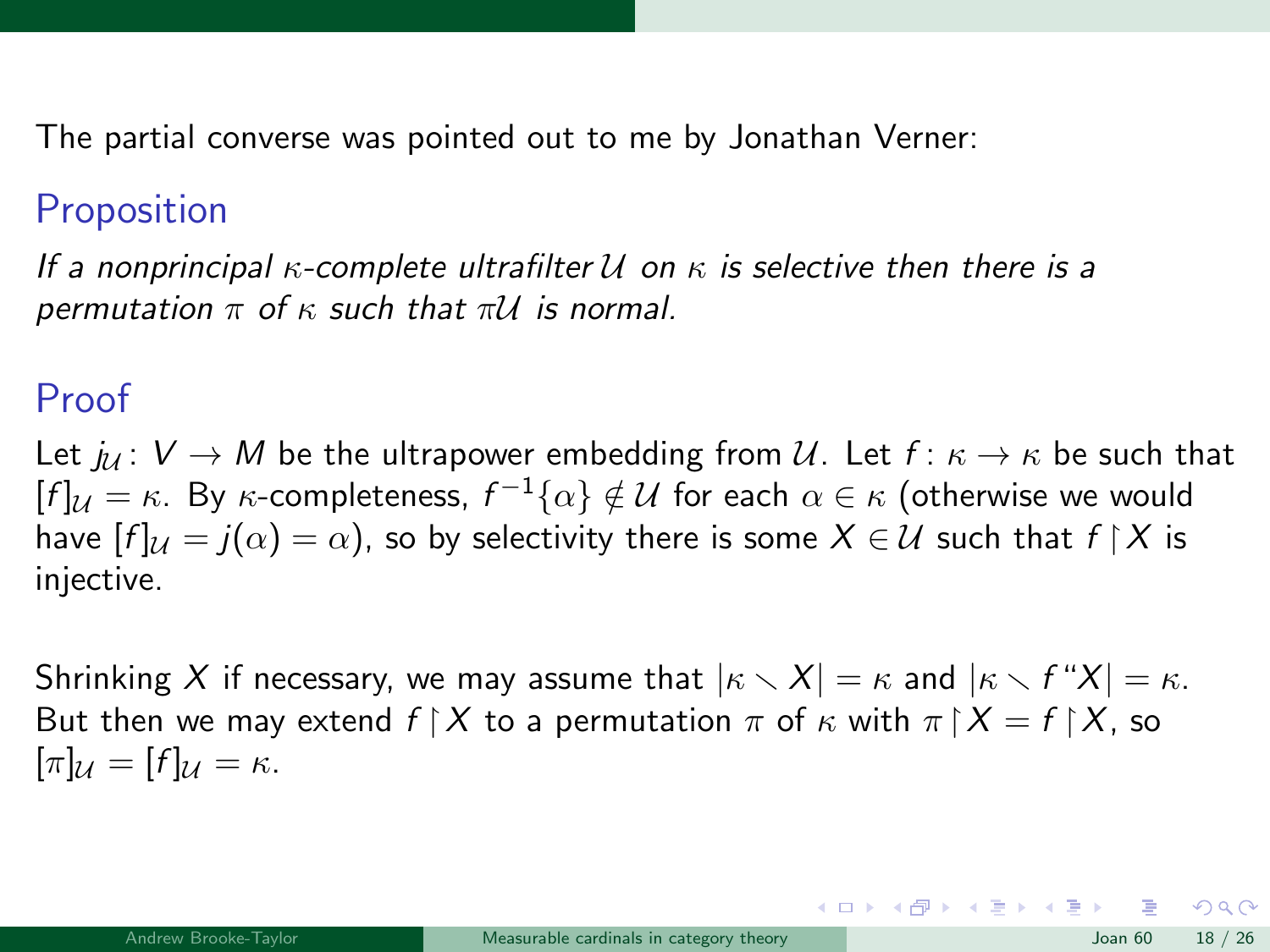The partial converse was pointed out to me by Jonathan Verner:

## Proposition

*If a nonprincipal $\kappa$-complete ultrafilter $\mathcal{U}$ on $\kappa$ is selective then there is a permutation $\pi$ of $\kappa$ such that $\pi\mathcal{U}$ is normal.*

## Proof

Let $j_{\mathcal{U}} \colon V \to M$ be the ultrapower embedding from $\mathcal{U}$. Let $f \colon \kappa \to \kappa$ be such that $[f]_{\mathcal{U}} = \kappa$. By $\kappa$-completeness, $f^{-1}\{\alpha\} \notin \mathcal{U}$ for each $\alpha \in \kappa$ (otherwise we would have $[f]_{\mathcal{U}} = j(\alpha) = \alpha$), so by selectivity there is some $X \in \mathcal{U}$ such that $f \restriction X$ is injective.

Shrinking $X$ if necessary, we may assume that $|\kappa \setminus X| = \kappa$ and $|\kappa \setminus f``X| = \kappa$. But then we may extend $f \restriction X$ to a permutation $\pi$ of $\kappa$ with $\pi \restriction X = f \restriction X$, so $[\pi]_{\mathcal{U}} = [f]_{\mathcal{U}} = \kappa$.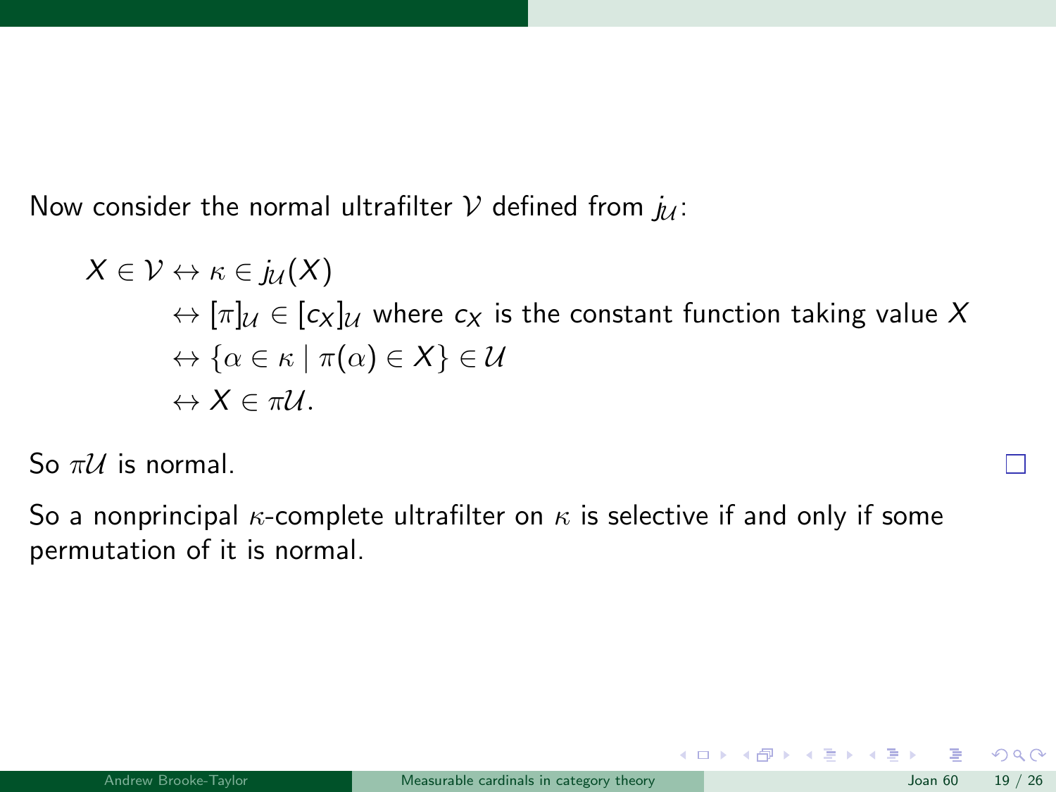Now consider the normal ultrafilter $\mathcal{V}$ defined from $j_{\mathcal{U}}$:

$$
\begin{aligned}
X \in \mathcal{V} &\leftrightarrow \kappa \in j_{\mathcal{U}}(X) \\
&\leftrightarrow [\pi]_{\mathcal{U}} \in [c_X]_{\mathcal{U}} \text{ where } c_X \text{ is the constant function taking value } X \\
&\leftrightarrow \{\alpha \in \kappa \mid \pi(\alpha) \in X\} \in \mathcal{U} \\
&\leftrightarrow X \in \pi\mathcal{U}.
\end{aligned}
$$

So $\pi\mathcal{U}$ is normal. □

So a nonprincipal $\kappa$-complete ultrafilter on $\kappa$ is selective if and only if some permutation of it is normal.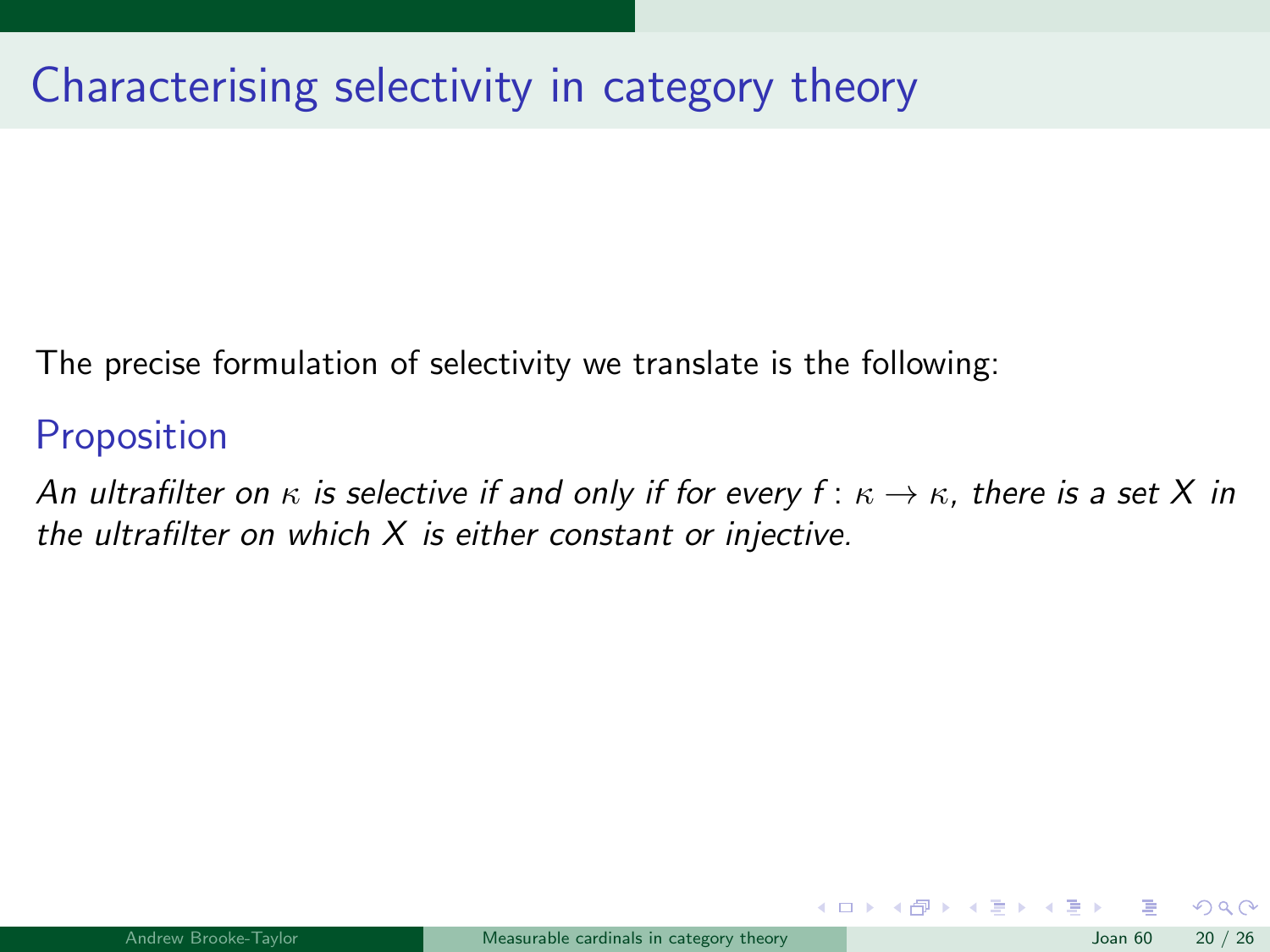# Characterising selectivity in category theory

The precise formulation of selectivity we translate is the following:

### Proposition

*An ultrafilter on $\kappa$ is selective if and only if for every $f : \kappa \to \kappa$, there is a set $X$ in the ultrafilter on which $X$ is either constant or injective.*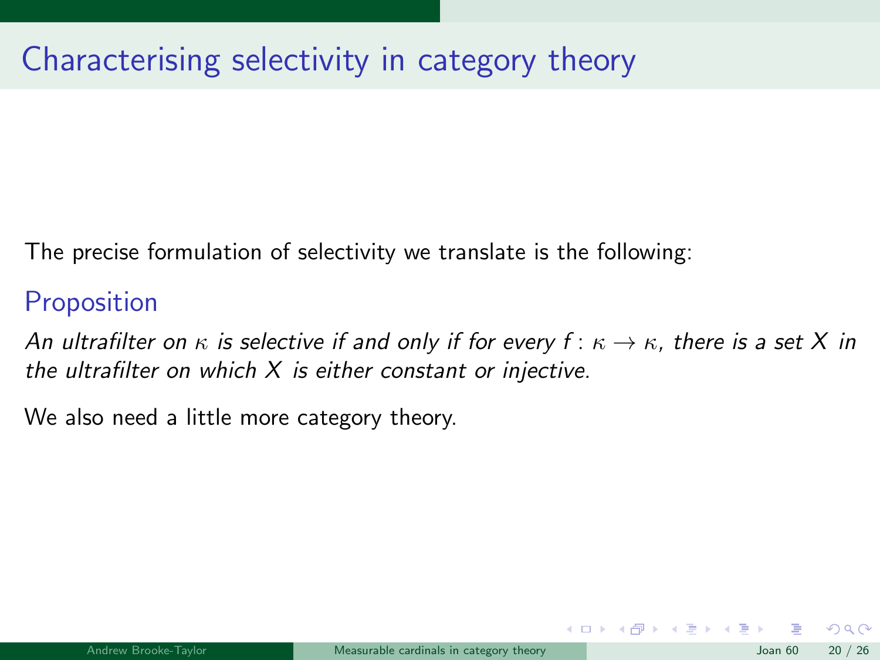# Characterising selectivity in category theory

The precise formulation of selectivity we translate is the following:

## Proposition

*An ultrafilter on $\kappa$ is selective if and only if for every $f : \kappa \to \kappa$, there is a set $X$ in the ultrafilter on which $X$ is either constant or injective.*

We also need a little more category theory.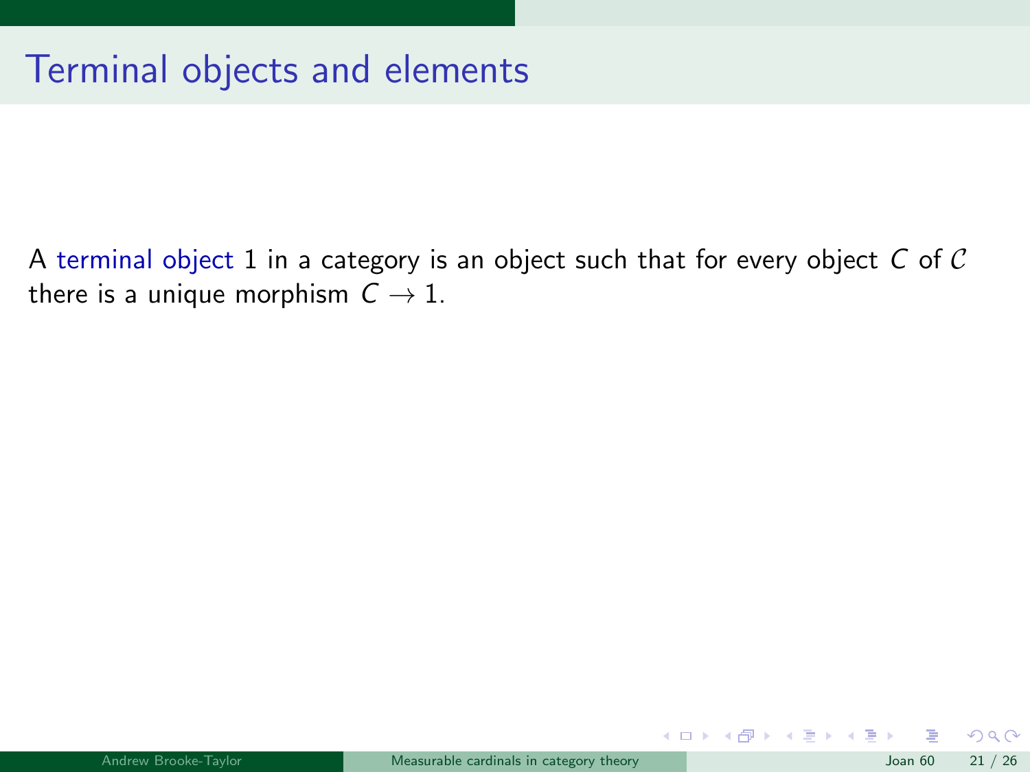# Terminal objects and elements

A terminal object $1$ in a category is an object such that for every object $C$ of $\mathcal{C}$ there is a unique morphism $C \to 1$.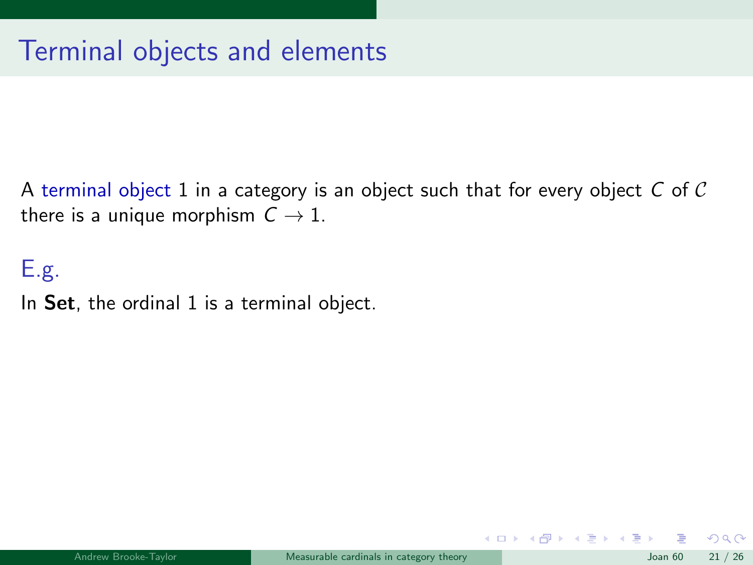# Terminal objects and elements

A terminal object 1 in a category is an object such that for every object $C$ of $\mathcal{C}$ there is a unique morphism $C \to 1$.

E.g.

In **Set**, the ordinal 1 is a terminal object.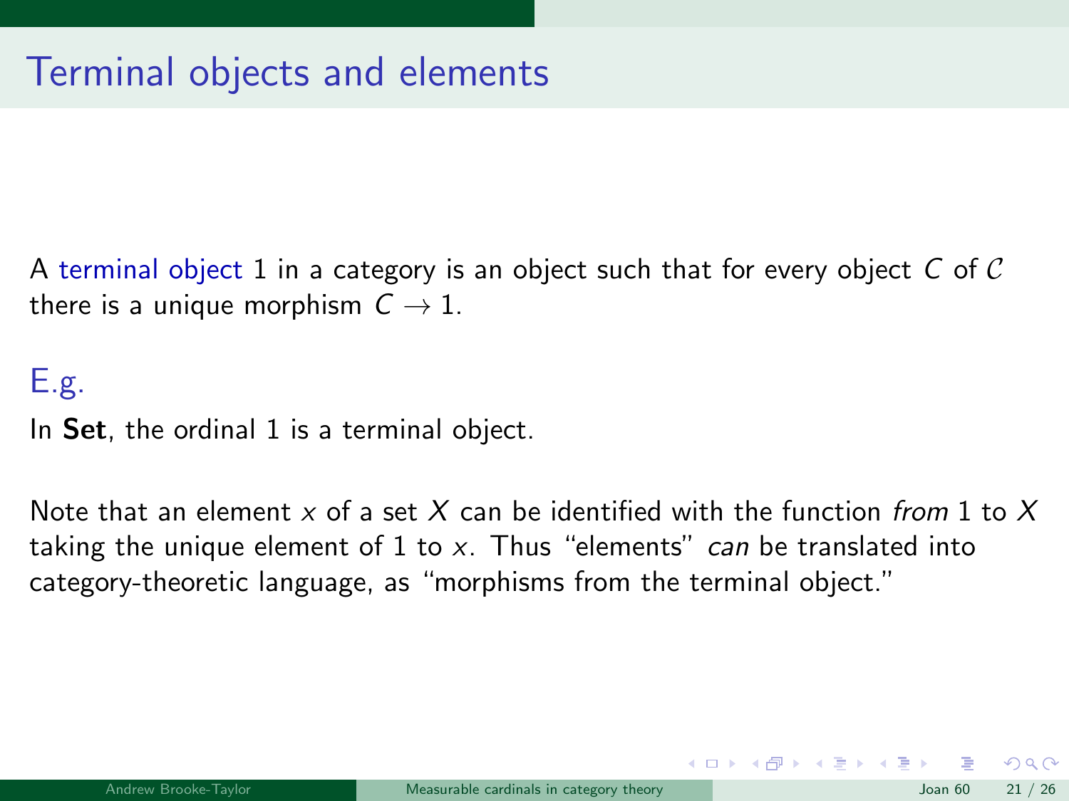# Terminal objects and elements

A terminal object $1$ in a category is an object such that for every object $C$ of $\mathcal{C}$ there is a unique morphism $C \to 1$.

E.g.

In **Set**, the ordinal $1$ is a terminal object.

Note that an element $x$ of a set $X$ can be identified with the function *from* $1$ to $X$ taking the unique element of $1$ to $x$. Thus "elements" *can* be translated into category-theoretic language, as "morphisms from the terminal object."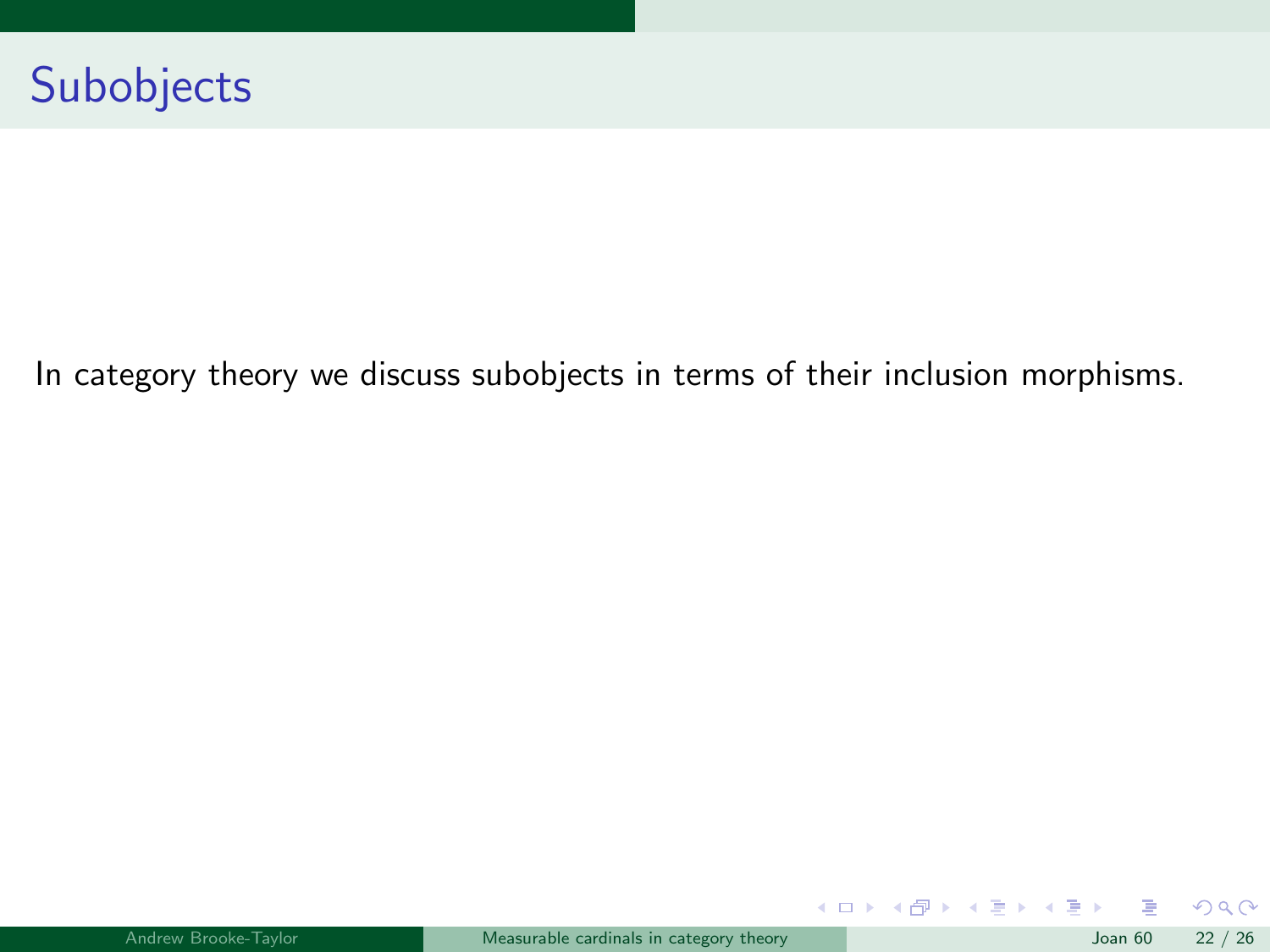# Subobjects

In category theory we discuss subobjects in terms of their inclusion morphisms.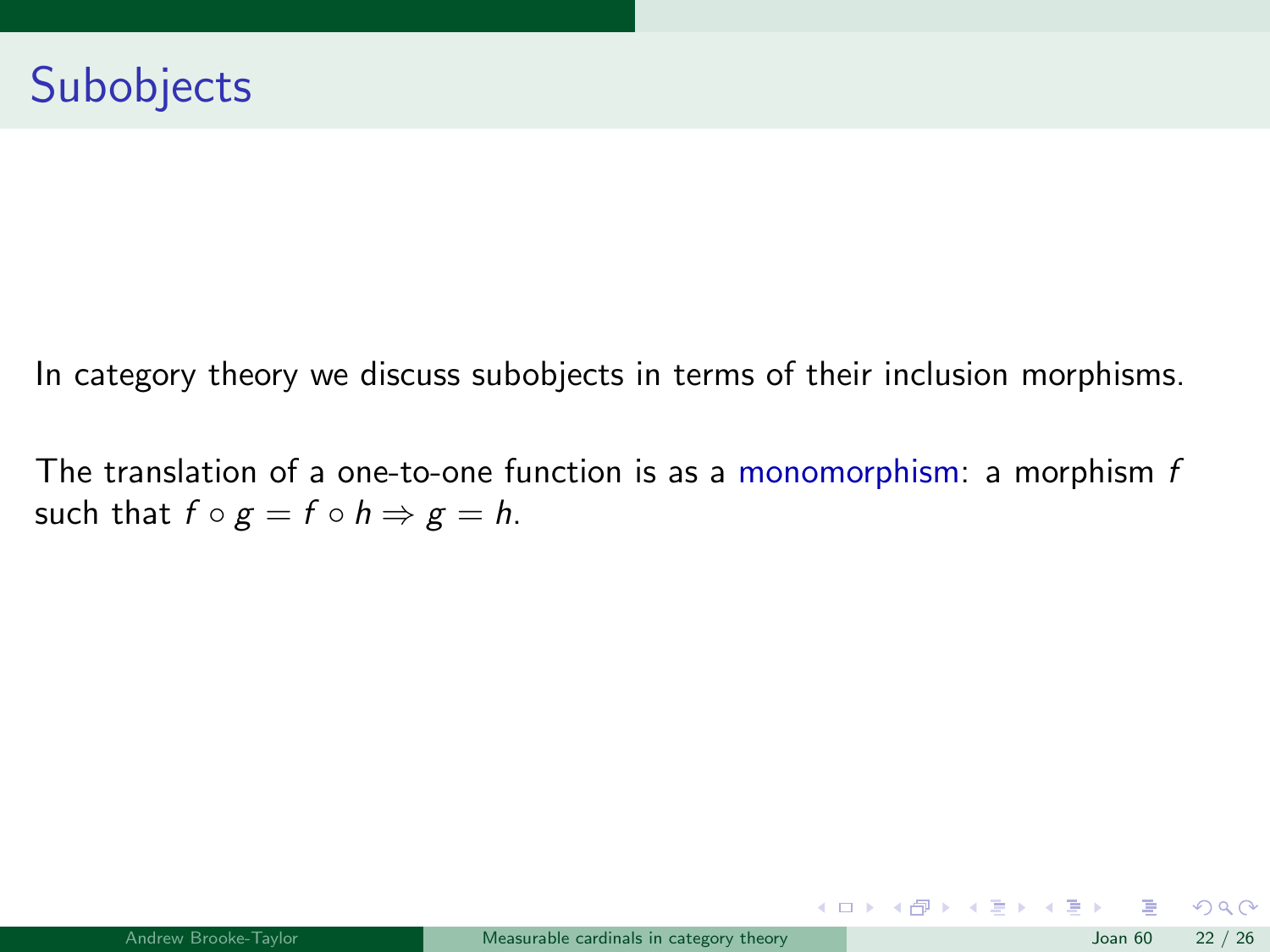# Subobjects

In category theory we discuss subobjects in terms of their inclusion morphisms.

The translation of a one-to-one function is as a monomorphism: a morphism $f$ such that $f \circ g = f \circ h \Rightarrow g = h$.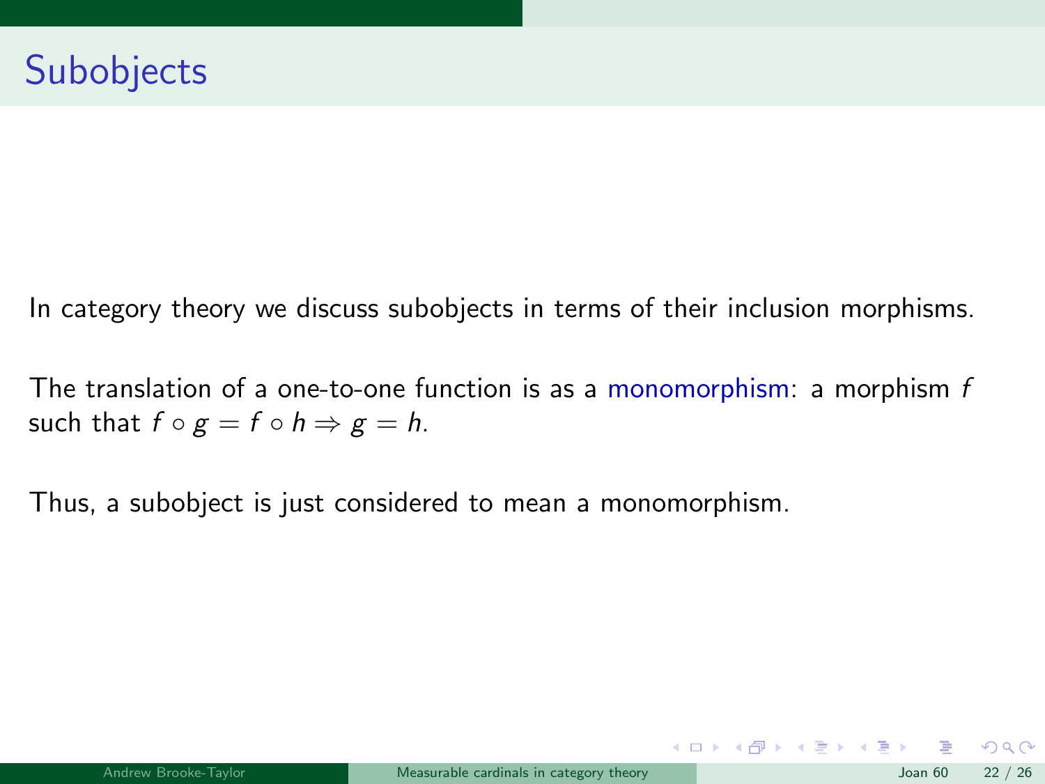# Subobjects

In category theory we discuss subobjects in terms of their inclusion morphisms.

The translation of a one-to-one function is as a monomorphism: a morphism $f$ such that $f \circ g = f \circ h \Rightarrow g = h$.

Thus, a subobject is just considered to mean a monomorphism.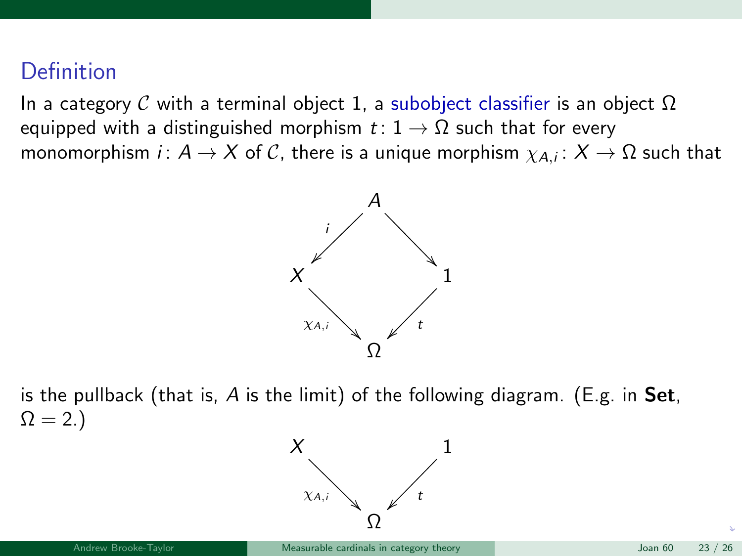## Definition

In a category $\mathcal{C}$ with a terminal object 1, a subobject classifier is an object $\Omega$ equipped with a distinguished morphism $t\colon 1 \to \Omega$ such that for every monomorphism $i\colon A \to X$ of $\mathcal{C}$, there is a unique morphism $\chi_{A,i}\colon X \to \Omega$ such that

$$\begin{array}{ccccc} & & A & & \\ & \swarrow^{i} & & \searrow & \\ X & & & & 1 \\ & \searrow_{\chi_{A,i}} & & \swarrow_{t} & \\ & & \Omega & & \end{array}$$

is the pullback (that is, $A$ is the limit) of the following diagram. (E.g. in **Set**, $\Omega = 2$.)

$$\begin{array}{ccccc} X & & & & 1 \\ & \searrow_{\chi_{A,i}} & & \swarrow_{t} & \\ & & \Omega & & \end{array}$$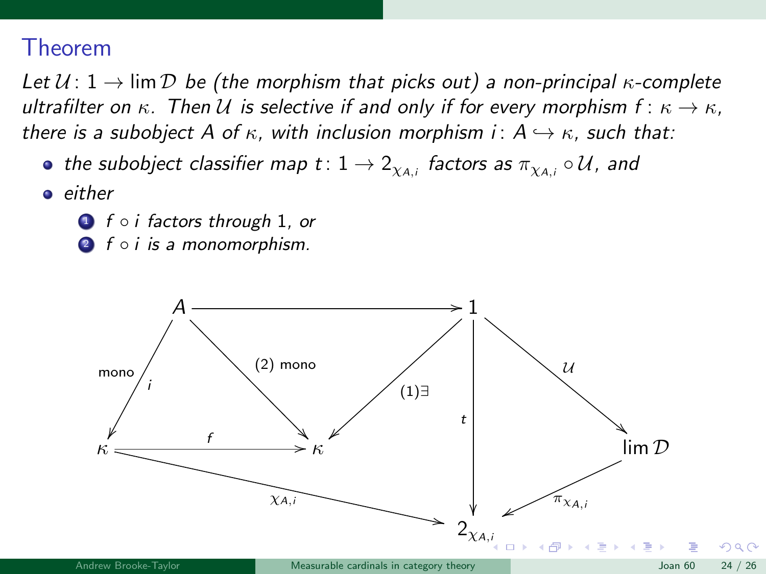## Theorem

*Let $\mathcal{U}\colon 1 \to \lim \mathcal{D}$ be (the morphism that picks out) a non-principal $\kappa$-complete ultrafilter on $\kappa$. Then $\mathcal{U}$ is selective if and only if for every morphism $f\colon \kappa \to \kappa$, there is a subobject $A$ of $\kappa$, with inclusion morphism $i\colon A \hookrightarrow \kappa$, such that:*

- *the subobject classifier map $t\colon 1 \to 2_{\chi_{A,i}}$ factors as $\pi_{\chi_{A,i}} \circ \mathcal{U}$, and*
- *either*
  1. *$f \circ i$ factors through $1$, or*
  2. *$f \circ i$ is a monomorphism.*

$$
\begin{array}{ccccc}
A & \longrightarrow & 1 & & \\
{\scriptstyle i\,(\text{mono})}\downarrow & \searrow^{(2)\ \text{mono}} & \swarrow^{(1)\exists}\ \downarrow{\scriptstyle t} & \searrow^{\mathcal{U}} & \\
\kappa & \xrightarrow{f} \kappa & \downarrow & & \lim \mathcal{D} \\
& \searrow_{\chi_{A,i}} & 2_{\chi_{A,i}} & \swarrow_{\pi_{\chi_{A,i}}} &
\end{array}
$$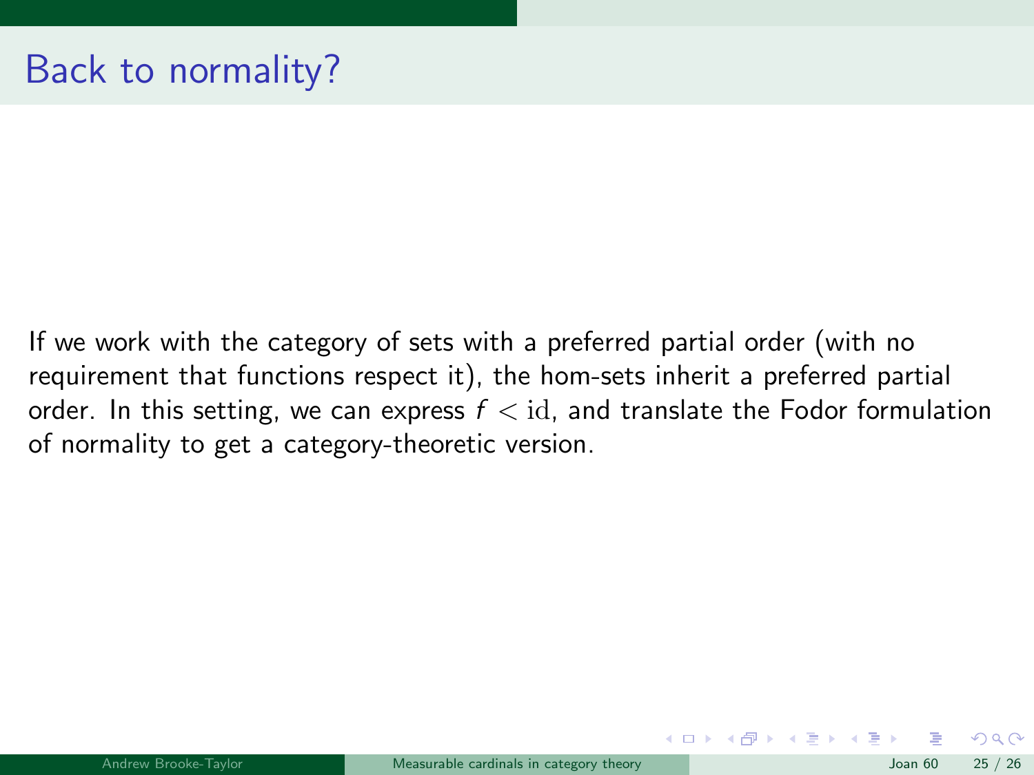# Back to normality?

If we work with the category of sets with a preferred partial order (with no requirement that functions respect it), the hom-sets inherit a preferred partial order. In this setting, we can express $f < \mathrm{id}$, and translate the Fodor formulation of normality to get a category-theoretic version.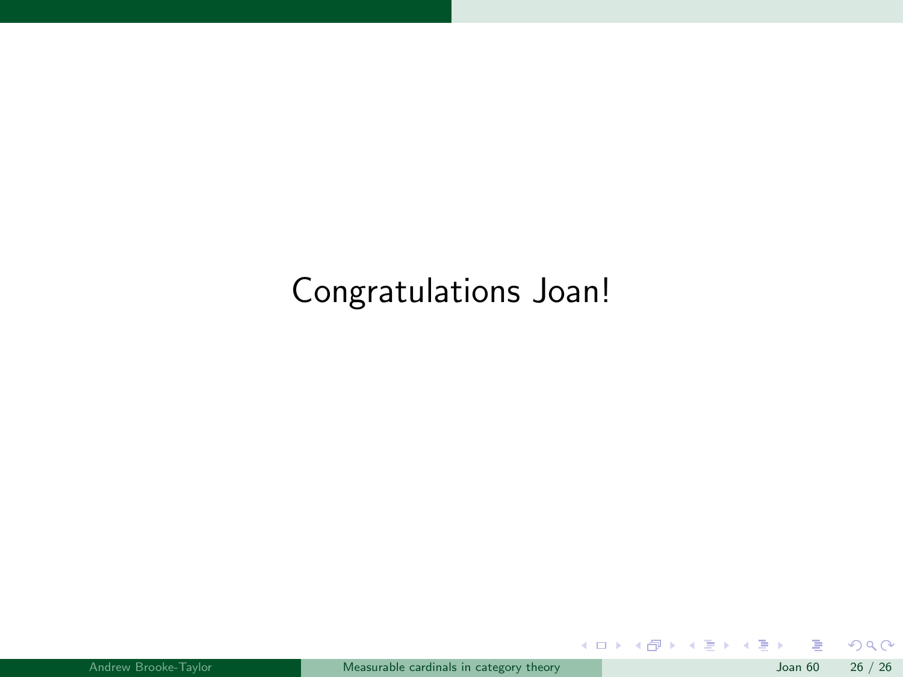Congratulations Joan!